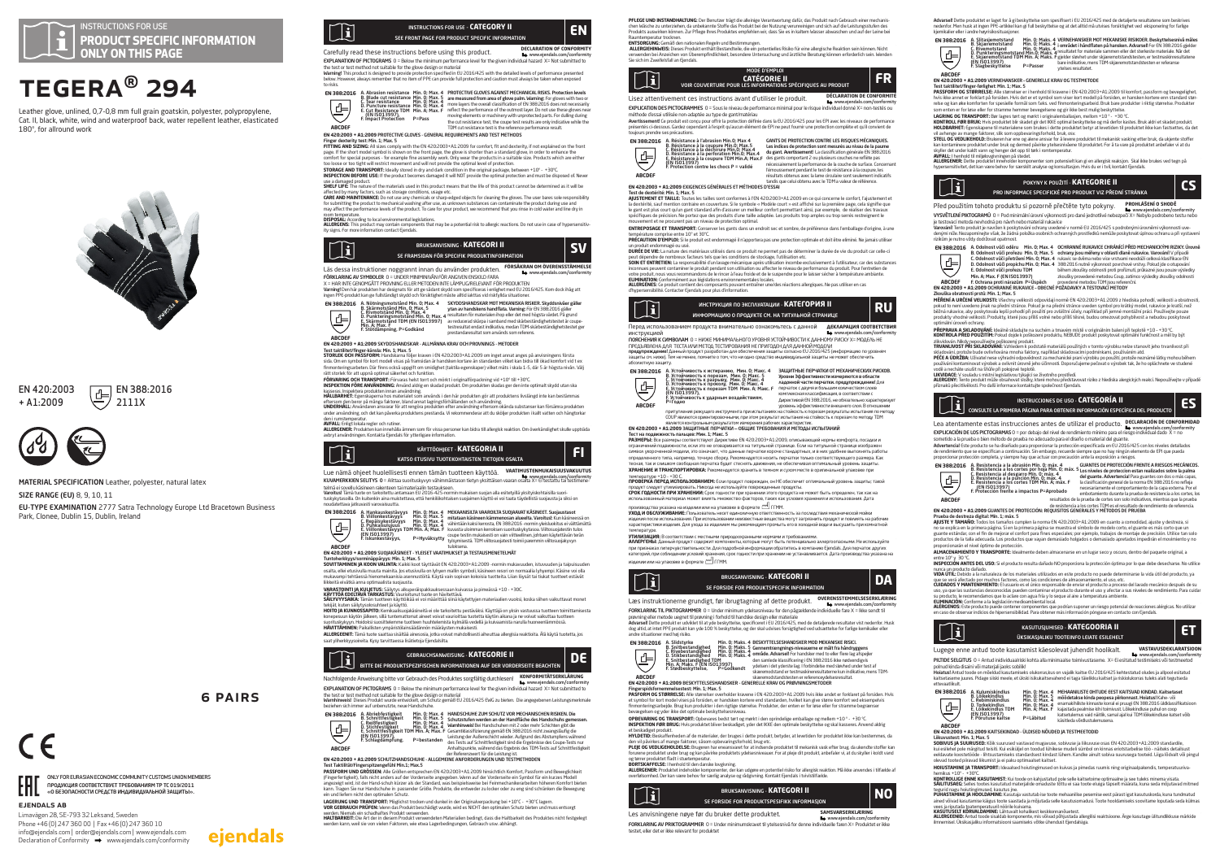# INSTRUCTIONS FOR USE
## PRODUCT SPECIFIC INFORMATION ONLY ON THIS PAGE

# TEGERA® 294

Leather glove, unlined, 0,7-0,8 mm full grain goatskin, polyester, polypropylene, Cat. II, black, white, wind and waterproof back, water repellent leather, elasticated 180°, for allround work

EN 420:2003 + A1:2009

EN 388:2016 2111X

**MATERIAL SPECIFICATION** Leather, polyester, natural latex

**SIZE RANGE (EU)** 8, 9, 10, 11

**EU-TYPE EXAMINATION** 2777 Satra Technology Europe Ltd Bracetown Business Park, Clonee, Dublin 15, Dublin, Ireland

6 PAIRS

ONLY FOR EURASIAN ECONOMIC COMMUNITY CUSTOMS UNION MEMBERS
ПРОДУКЦИЯ СООТВЕТСТВУЕТ ТРЕБОВАНИЯМ ТР ТС 019/2011 «О БЕЗОПАСНОСТИ СРЕДСТВ ИНДИВИДУАЛЬНОЙ ЗАЩИТЫ».

**EJENDALS AB**
Limavägen 28, SE-793 32 Leksand, Sweden
Phone +46 (0) 247 360 00 | Fax +46 (0) 247 360 10
info@ejendals.com | order@ejendals.com | www.ejendals.com
Declaration of Conformity ➡ www.ejendals.com/conformity

ejendals

---

## INSTRUCTIONS FOR USE - CATEGORY II — EN
### SEE FRONT PAGE FOR PRODUCT SPECIFIC INFORMATION

Carefully read these instructions before using this product.

**DECLARATION OF CONFORMITY** www.ejendals.com/conformity

**EXPLANATION OF PICTOGRAMS** 0 = Below the minimum performance level for the given individual hazard X= Not submitted to the test or test method not suitable for the glove design or material

**Warning!** This product is designed to provide protection specified in EU 2016/425 with the detailed levels of performance presented below. However, always remember that no item of PPE can provide full protection and caution must always be taken when exposed to risks.

**EN 388:2016**
A. Abrasion resistance Min. 0; Max. 4
B. Blade cut resistance Min. 0; Max. 5
C. Tear resistance Min. 0; Max. 4
D. Puncture resistance Min. 0; Max. 4
E. Cut Resistance TDM Min. A; Max. F (EN ISO13997)
F. Impact Protection P=Pass

**PROTECTIVE GLOVES AGAINST MECHANICAL RISKS. Protection levels are measured from area of glove palm. Warning:** For gloves with two or more layers the overall classification of EN 388:2016 does not necessarily reflect the performance of the outermost layer. Do not use these gloves near moving elements or machinery with unprotected parts. For dulling during the cut resistance test, the coupe test results are only indicative while the TDM cut resistance test is the reference performance result.

**EN 420:2003 + A1:2009 PROTECTIVE GLOVES - GENERAL REQUIREMENTS AND TEST METHODS**

**Finger dexterity test: Min. 1; Max. 5**

**FITTING AND SIZING:** All sizes comply with the EN 420:2003+A1:2009 for comfort, fit and dexterity, if not explained on the front page. If the short model symbol is shown on the front page, the glove is shorter than a standard glove, in order to enhance the comfort for special purposes - for example fine assembly work. Only wear the products in a suitable size. Products which are either too loose or too tight will restrict movement and will not provide the optimal level of protection.

**STORAGE AND TRANSPORT:** Ideally stored in dry and dark condition in the original package, between +10° - +30°C.

**INSPECTION BEFORE USE:** If the product becomes damaged it will NOT provide the optimal protection and must be disposed of. Never use a damaged product.

**SHELF LIFE:** The nature of the materials used in this product means that the life of this product cannot be determined as it will be affected by many factors, such as storage conditions, usage etc.

**CARE AND MAINTENANCE:** Do not use any chemicals or sharp-edged objects for cleaning the gloves. The user takes sole responsibility for submitting the product to mechanical washing after use, as unknown substances can contaminate the product during use and may affect the performance levels of the product. To care for your product, we recommend that you rinse in cold water and line dry in room temperature.

**DISPOSAL:** According to local environmental legislations.

**ALLERGENS:** This product may contain components that may be a potential risk to allergic reactions. Do not use in case of hypersensitivity signs. For more information contact Ejendals.

---

## BRUKSANVISNING - KATEGORI II — SV
### SE FRAMSIDAN FÖR SPECIFIK PRODUKTINFORMATION

Läs dessa instruktioner noggrannt innan du använder produkten.

**FÖRSÄKRAN OM ÖVERENSSTÄMMELSE** www.ejendals.com/conformity

**FÖRKLARING AV SYMBOLER** 0 = UNDER MINIMINIVÅN FÖR ANGIVEN ENSKILD FARA
X = HAR INTE GENOMGÅTT PROVNING ELLER METODEN INTE LÄMPLIG/RELEVANT FÖR PRODUKTEN

**Varning!** Den här produkten har designats för att ge skydd enligt som specificeras i enlighet med EU 2016/425. Kom dock ihåg att ingen PPE-produkt kan ge fullständigt skydd och försiktighet måste alltid iakttas vid riskfyllda situationer.

**EN 388:2016**
A. Nötningsmotstånd Min. 0; Max. 4
B. Skärmotstånd Min. 0; Max. 5
C. Rivmotstånd Min. 0; Max. 4
D. Punkteringsmotstånd Min. 0; Max. 4
E. Skärmotstånd TDM (EN ISO13997) Min. A; Max. F
F. Stötdämpning, P=Godkänd

**SKYDDSHANDSKAR MOT MEKANISKA RISKER. Skyddsnivåer gäller ytan av handskens handflata. Varning:** För EN 388:2016 gäller resultaten för materialen i hela handsken och inte det mest högsta värdet. På grund av reducerad skärpa i samband med skärbeständighetstestet är coupe-testresultat endast indikativa, medan TDM skärbeständighetstestet ger prestandaresultat som används som referens.

**EN 420:2003 + A1:2009 SKYDDSHANDSKAR - ALLMÄNNA KRAV OCH PROVNINGS - METODER**

**Test fingerfärdighet: Min. 1; Max. 5**

**STORLEK OCH PASSFORM:** Handskarna följer kraven i EN 420:2003+A1:2009 om inget annat anges på anvisningens första sida. Om en symbol för kort modell visas på framsidan är handsken kortare än standardhandsken för att öka komforten vid t.ex finmonteringsarbeten. Bär fönns också uppgift om storleken. Produkter som är för stora eller för små begränsar rörligheten och ger inte optimalt skydd.

**FÖRVARING OCH TRANSPORT:** Förvaras helst torrt och mörkt i originalförpackning vid +10° till +30°C.

**INSPEKTION FÖRE ANVÄNDNING:** Använd aldrig en skadad produkt. Om produkten skadas ger den inte optimalt skydd utan ska kasseras. Inspektera produkten innan användning.

**HÅLLBARHET:** Egenskaperna hos materialet som används i den här produkten gör att produktens livslängd inte kan bestämmas eftersom den beror på många faktorer, bland annat lagringsförhållanden och användning.

**UNDERHÅLL:** Användaren ansvarar för att rengöra produkten efter användning eftersom okända substanser kan förorena produkten under användning, och det kan påverka produktens prestanda. Vi rekommenderar att du skölja produkten i kallt vatten och torka produkten i rumstemperatur.

**AVFALL:** Enligt lokala regler och rutiner.

**ALLERGENER:** Produkten kan innehålla ämnen som för vissa personer kan bidra till allergisk reaktion. Om överkänslighet skulle uppträda avbryt användningen. Kontakta Ejendals för ytterligare information.

---

## KÄYTTÖOHJEET - KATEGORIA II — FI
### KATSO ETUSIVU TUOTEKOHTAISTEN TIETOJEN OSALTA

Lue nämä ohjeet huolellisesti ennen tämän tuotteen käyttöä.

**VAATIMUSTENMUKAISUUSVAKUUTUS** www.ejendals.com/conformity

**KUVAMERKKIEN SELITYS** 0 = Alittaa suorituskyvyn vähimmäistason tietyn yksittäisen vaaran osalta X= Ei testattu tai testimenetelmä ei sovellu käsineen rakenteen tai materiaalin testaukseen.

**Varoitus!** Tämä tuote on tarkoitettu antamaan EU 2016-425-normin mukaisen suojan alla esitetyillä yksityiskohtaisilla suorituskykytasoilla. On kuitenkin aina muistettava, että henkilökohtainen suojaimen käyttö ei voi taata täydellistä suojausta ja siksi on noudatettava jatkuvasti varovaisuutta.

**EN 388:2016**
A. Hankauskestävyys Min. 0; Max. 4
B. Viillonkestävyys Min. 0; Max. 5
C. Repäisykestävyys Min. 0; Max. 4
D. Puhkaisulujuus Min. 0; Max. 4
E. Viillonkestävyys TDM Min. A; Max. F (EN ISO13997)
F. Iskunkestävyys, P=Hyväksytty

**MEKAANISILTA VAAROILTA SUOJAAVAT KÄSINEET. Suojaustasot mitataan käsineen kämmenosan alueelta. Varoitus:** Kun käsineessä on vähintään kaksi kerrosta, EN 388:2016 -normin yleisluokitus ei välttämättä kuvasta uloimman kerroksen suorituskykyä. Viiltosuojatulon tulos coupe testin mukaisesti on vain viitteellinen, johtuen käytettävän terän tylsymisestä. TDM-viiltosuojatesti toimii pääasiallisena viiltosuojakyvyn tuloksena.

**EN 420:2003 + A1:2009 SUOJAKÄSINEET - YLEISET VAATIMUKSET JA TESTAUSMENETELMÄT**

**Tuntoherkkyys/sorminäppäryys: Min. 1; Max. 5**

**SOVITTAMINEN JA KOON VALINTA:** Kaikki koot täyttävät EN 420:2003+A1:2009 -normin mukavuuden, istuvuuden ja taipuisuuden osalta, ellei etusivulla muuta mainita. Jos etusivulla on lyhyen mallin symboli, käsineen koko on normaalia lyhyempi. Käsine voi olla mukavampi tehtävissä hienomekaanisia asennustöitä. Käytä vain sopivan kokoisia tuotteita. Liian löysät tai tiukat tuotteet estävät liikkeitä eivätkä anna optimaalista suojausta.

**VARASTOINTI JA KULJETUS:** Säilytys alkuperäispakkauksessaan kuivassa ja pimeässä +10 – +30C.

**KÄYTTÖÄ EDELTÄVÄ TARKASTUS:** Vaurioitunut tuote on hävitettävä.

**SÄILYVYYSAIKA:** Tämän tuotteen käyttöikää ei voi määrittää siinä käytettyjen materiaalien vuoksi, koska siihen vaikuttavat monet tekijät, kuten säilytysolosuhteet ja käyttö.

**HOITO JA KUNNOSSAPITO:** Kemikaaleja/epäkäsineitä ei ole tarkoitettu pestäväksi. Käyttäjä on yksin vastuussa tuotteen toimittamisesta konepesuun käytön jälkeen, sillä tuntemattomat aineet voivat saastuttaa tuotteita käytön aikana ja ne voivat vaikuttaa tuotteen suorituskykyyn. Hoidoksi suosittelemme tuotteen huuhtelemista kylmällä vedellä ja kuivaamista narulla huoneenlämmössä.

**HÄVITTÄMINEN:** Paikallisten ympäristölainsäädännön määräysten mukaisesti.

**ALLERGEENIT:** Tämä tuote saattaa sisältää aineosia, jotka voivat mahdollisesti aiheuttaa allergisia reaktioita. Älä käytä tuotetta, jos saat yliherkkyysoireita. Kysy tarvittaessa lisätietoja Ejendalsilta.

---

## GEBRAUCHSANWEISUNG - KATEGORIE II — DE
### BITTE DIE PRODUKTSPEZIFISCHEN INFORMATIONEN AUF DER VORDERSEITE BEACHTEN

Nachfolgende Anweisung bitte vor Gebrauch des Produktes sorgfältig durchlesen!

**KONFORMITÄTSERKLÄRUNG** www.ejendals.com/conformity

**EXPLANATION OF PICTOGRAMS** 0 = Below the minimum performance level for the given individual hazard X= Not submitted to the test or test method not suitable for the glove design or material

**Warnhinweis!** Dieses Produkt wurde entwickelt, um Schutz gemäß EU 2016/425 EWG zu bieten. Die angegebenen Leistungsmerkmale beziehen sich immer auf unbenutzte, neue Handschuhe.

**EN 388:2016**
A. Abriebfestigkeit Min. 0; Max. 4
B. Schnittfestigkeit Min. 0; Max. 5
C. Reißfestigkeit Min. 0; Max. 4
D. Stichfestigkeit Min. 0; Max. 4
E. Schnittfestigkeit TDM Min. A; Max. F (EN ISO13997)
F. Schlagdämpfung, P=bestanden

**HANDSCHUHE ZUM SCHUTZ VOR MECHANISCHEN RISIKEN. Die Schutzstufen werden an der Handfläche des Handschuhs gemessen. Warnhinweis!** Bei Handschuhen mit 2 oder mehr Schichten gibt die Gesamtklassifizierung gemäß EN 388:2016 nicht zwangsläufig die Leistung der Außenschicht wieder. Aufgrund des Abstumpfens während des Tests auf Schnittfestigkeit sind die Ergebnisse des Coupe-Tests nur Anhaltspunkte, während das Ergebnis des TDM-Tests auf Schnittfestigkeit der Referenzwert für die Leistung ist.

**EN 420:2003 + A1:2009 SCHUTZHANDSCHUHE - ALLGEMEINE ANFORDERUNGEN UND TESTMETHODEN**

**Test Taktilität/Fingerspitzengefühl Min.1; Max.5**

**PASSFORM UND GRÖSSEN:** Alle Größen entsprechen EN 420:2003+A1:2009 hinsichtlich Komfort, Passform und Beweglichkeit (Fingerfertigkeit), falls nicht anders auf der Vorderseite angegeben. Wenn auf der Vorderseite ein Symbol für ein kurzes Modell angezeigt wird, ist der Handschuh kürzer als der Standard, beispielsweise bei Feinmechanikarbeiten höheren Komfort bieten kann. Tragen Sie nur Handschuhe in passender Größe. Produkte, die entweder zu locker oder zu eng sind schränken die Bewegung ein und liefern nicht den optimalen Schutz.

**LAGERUNG UND TRANSPORT:** Möglichst trocken und dunkel in der Originalverpackung bei +10°C – +30°C lagern.

**VOR GEBRAUCH PRÜFEN:** Wenn das Produkt beschädigt wurde, wird es NICHT den optimalen Schutz bieten und muss entsorgt werden. Niemals ein schadhaftes Produkt verwenden.

**HALTBARKEIT:** Die Art der in diesem Produkt verwendeten Materialien bedingt, dass die Haltbarkeit des Produktes nicht festgelegt werden kann, weil sie von vielen Faktoren, wie etwa Lagerbedingungen, Gebrauch usw. abhängt.

**PFLEGE UND INSTANDHALTUNG:** Der Benutzer trägt die alleinige Verantwortung dafür, das Produkt nach Gebrauch einer mechanischen Wäsche zu unterziehen, da unbekannte Stoffe das Produkt bei der Nutzung verunreinigen und sich auf die Leistungsstufen des Produkts auswirken können. Zur Pflege Ihres Produktes empfehlen wir, dass Sie es in kaltem Wasser abwaschen und auf der Leine bei Raumtemperatur trocknen.

**ENTSORGUNG:** Gemäß den nationalen Regeln und Bestimmungen.

**ALLERGIEHINWEIS:** Dieses Produkt enthält Bestandteile, die ein potentielles Risiko für eine allergische Reaktion sein können. Nicht verwenden bei Anzeichen von Überempfindlichkeit, besondere Untersuchung und ärztliche Beratung können erforderlich sein. Senden Sie sich im Zweifelsfall an Ejendals.

---

## MODE D'EMPLOI - CATÉGORIE II — FR
### VOIR COUVERTURE POUR LES INFORMATIONS SPÉCIFIQUES AU PRODUIT

Lisez attentivement ces instructions avant d'utiliser le produit.

**DÉCLARATION DE CONFORMITÉ** www.ejendals.com/conformity

**EXPLICATION DES PICTOGRAMMES** 0 = Sous le niveau de performance minimal pour le risque individuel donné X= non-testés ou méthode d'essai utilisée non-adaptée au type de gant/matériau

**Avertissement:** Ce produit est conçu pour offrir la protection définie dans la EU 2016/425 pour les EPI avec les niveaux de performance présentés ci-dessous. Gardez cependant à l'esprit qu'aucun élément de EPI ne peut fournir une protection complète et qu'il convient de toujours prendre ses précautions.

**EN 388:2016**
A. Résistance à l'abrasion Min. 0; Max. 4
B. Résistance à la coupure Min. 0; Max. 5
C. Résistance à la déchirure Min. 0; Max. 4
D. Résistance à la perforation Min. 0; Max. 4
E. Résistance à la coupure TDM Min. A; Max. F (EN ISO13997)
F. Protection contre les chocs P = validé

**GANTS DE PROTECTION CONTRE LES RISQUES MÉCANIQUES. Les indices de protection sont mesurés au niveau de la paume du gant. Avertissement:** La classification générale EN 388:2016 des gants comportant 2 ou plusieurs couches ne reflète pas nécessairement la performance de la couche de surface. Concernant l'émoussement pendant le test de résistance à la coupure, les résultats obtenus avec la lame circulaire sont seulement indicatifs tandis que celui obtenu avec le TDM a valeur de référence.

**EN 420:2003 + A1:2009 EXIGENCES GÉNÉRALES ET MÉTHODES D'ESSAI**

**Test de dextérité: Min. 1; Max. 5**

**AJUSTEMENT ET TAILLE:** Toutes les tailles sont conformes à EN 420:2003+A1:2009 en ce qui concerne le confort, l'ajustement et la dextérité, sauf mention contraire en couverture. Si le symbole « Modèle court » est affiché sur la première page, cela signifie que le gant est plus court qu'un gant standard afin d'assurer un meilleur confort permettant ainsi, par exemple, de réaliser des travaux spécifiques de précision. Ne portez que des produits d'une taille adaptée. Les produits trop amples ou trop serrés restreignent le mouvement et ne procurent pas un niveau de protection optimal.

**ENTREPOSAGE ET TRANSPORT:** Conserver les gants dans un endroit sec et sombre, de préférence dans l'emballage d'origine, à une température comprise entre 10° et 30°C.

**PRÉCAUTION D'EMPLOI:** Si le produit est endommagé il n'apportera pas une protection optimale et doit être éliminé. Ne jamais utiliser un produit endommagé ou usé.

**DURÉE DE VIE:** La nature des matériaux utilisés dans ce produit ne permet pas de déterminer la durée de vie du produit car celle-ci peut dépendre de nombreux facteurs tels que les conditions de stockage, l'utilisation etc.

**SOIN ET ENTRETIEN:** La responsabilité d'un lavage mécanique après utilisation incombe exclusivement à l'utilisateur, car des substances inconnues peuvent contaminer le produit pendant son utilisation ou affecter le niveau de performance du produit. Pour l'entretien de votre produit, nous vous recommandons de le rincer à l'eau froide et de le suspendre pour le laisser sécher à température ambiante.

**ÉLIMINATION:** Conformément aux législations environnementales locales.

**ALLERGÈNES:** Ce produit contient des composants pouvant entraîner une/des réactions allergiques. Ne pas utiliser en cas d'hypersensibilité. Contacter Ejendals pour plus d'information.

---

## ИНСТРУКЦИЯ ПО ЭКСПЛУАТАЦИИ - КАТЕГОРИЯ II — RU
### ИНФОРМАЦИЮ О ПРОДУКТЕ СМ. НА ТИТУЛЬНОЙ СТРАНИЦЕ

Перед использованием продукта внимательно ознакомьтесь с данной инструкцией

**ДЕКЛАРАЦИЯ СООТВЕТСТВИЯ** www.ejendals.com/conformity

**ПОЯСНЕНИЯ К СИМВОЛАМ** 0 = НИЖЕ МИНИМАЛЬНОГО УРОВНЯ УСТОЙЧИВОСТИ К ДАННОМУ РИСКУ X= МОДЕЛЬ НЕ ПРЕДЪЯВЛЕНА ДЛЯ ТЕСТА ИЛИ МЕТОД ТЕСТИРОВАНИЯ НЕ ПРИГОДЕН ДЛЯ ДАННОЙ МОДЕЛИ

**предупреждение!** Данное изделие предназначено для обеспечения защиты согласно EU 2016/425 (информацию по уровням защиты см. ниже). Тем не менее, помните о том, что никакие средства индивидуальной защиты не может обеспечить абсолютную защиту.

**EN 388:2016**
A. Устойчивость к истиранию, Мин. 0; Макс. 4
B. Устойчивость к порезам, Мин. 0; Макс. 5
C. Устойчивость к разрыву, Мин. 0; Макс. 4
D. Устойчивость к проколу, Мин. 0; Макс. 4
E. Устойчивость к порезам TDM Мин. A; Макс. F (EN ISO13997)
F. Устойчивость к ударным воздействиям, P=Годно

**ЗАЩИТНЫЕ ПЕРЧАТКИ ОТ МЕХАНИЧЕСКИХ РИСКОВ. Уровни эффективности измеряются в области ладонной части перчатки. предупреждение!** Для перчаток с двумя и больше количеством слоев комплексная классификация в соответствии с Директивой EN 388:2016, не обязательно характеризует уровень эффективности внешнего слоя. В отношении притупления режущего инструмента при испытании на стойкость к порезам результаты испытания по методу COUP являются ориентировочными, при этом результат испытания на стойкость к порезам по методу TDM является контрольным результатом измерения рабочих характеристик.

**EN 420:2003 + A1:2009 ЗАЩИТНЫЕ ПЕРЧАТКИ — ОБЩИЕ ТРЕБОВАНИЯ И МЕТОДЫ ИСПЫТАНИЙ**

**Тест на подвижность пальцев: Мин. 1; Макс. 5**

**РАЗМЕРЫ:** Все размеры соответствуют руководству EN 420:2003+A1:2009, описывающей нормы комфорта, посадки и ограничения подвижности, если это не оговаривается на титульной странице. Если на титульной странице изображен символ укороченной модели, это означает, что данные перчатки короче стандартных, и в них удобнее выполнять работы определенного типа, например, точную сборку. Рекомендуется носить перчатки только соответствующего размера. Слишком тесные, так и слишком свободные перчатки будут стеснять движения, не обеспечивая оптимальной защиты.

**ХРАНЕНИЕ И ТРАНСПОРТИРОВКА:** Рекомендуется хранить в темном и сухом месте в оригинальной упаковке при температуре +10 - +30 С.

**ПРОВЕРКА ПЕРЕД ИСПОЛЬЗОВАНИЕМ:** Если продукт поврежден, он НЕ обеспечит оптимальный уровень защиты; такой продукт следует утилизировать. Никогда не используйте поврежденные продукты.

**СРОК ГОДНОСТИ ПРИ ХРАНЕНИИ:** Срок годности при хранении этого продукта не может быть определен, так как на использованные материалы может влиять множество факторов, таких как условия хранения и использования. Дата производства указана на изделии или на упаковке в формате ГГ/ММ.

**УХОД И ОБСЛУЖИВАНИЕ:** Пользователь несет единоличную ответственность за последствия механической мойки изделия после использования. При использовании неизвестные вещества могут загрязнить продукт и повлиять на рабочие характеристики изделия. Для ухода за изделием мы рекомендуем промыть его в холодной воде и высушить при комнатной температуре.

**УТИЛИЗАЦИЯ:** В соответствии с местными природоохранными нормами и требованиями.

**АЛЛЕРГЕНЫ:** Данный продукт содержит компоненты, которые могут быть потенциально аллергенами. Не используйте при признаках гиперчувствительности. Для подробной информации обращайтесь в компанию Ejendals. Для перчаток других категорий, при соблюдении условий хранения, срок годности при хранении не устанавливается. Дата производства указана на изделии или на упаковке в формате ГГ/ММ.

---

## BRUGSANVISNING - KATEGORI II — DA
### SE FORSIDE FOR PRODUKTSPECIFIK INFORMATION

Læs instruktionerne grundigt, før ibrugtagning af dette produkt.

**OVERENSSTEMMELSESERKLÆRING** www.ejendals.com/conformity

**FORKLARING TIL PIKTOGRAMMER** 0 = Under minimum ydelsesniveau for den pågældende individuelle fare X = Ikke sendt til prøvning eller metode uegnet til prøvning i forhold til handske design eller materiale

**Advarsel!** Dette produkt er udviklet til at yde beskyttelse, specificeret i EU 2016/425, med de detaljerede resultater vist nedenfor. Husk dog altid, at intet PPE produkt kan yde 100 % beskyttelse, og der skal udvises forsigtighed ved udsættelse for farlige kemikalier eller andre situationer med høj risiko.

**EN 388:2016**
A. Slidstyrke Min. 0; Maks. 4
B. Snitbestandighed Min. 0; Maks. 5
C. Rivebestandighed Min. 0; Maks. 4
D. Stikbestandighed Min. 0; Maks. 4
E. Snitbestandighed TDM Min. A; Maks. F (EN ISO13997)
F. Stødbeskyttelse, P=Godkendt

**BESKYTTELSESHANDSKER MOD MEKANISKE RISICI. Gennemtrængnings-niveauerne er målt fra håndryggens område. Advarsel:** For handsker med to eller flere lag afspejler den samlede klassificering i EN 388:2016 ikke nødvendigvis ydelsen i det yderste lag. I forbindelse med slørhed under test af skæremodstand er testresultaterne kun indikative, mens TDM-skæremodstandstesten er referenceydelsesresultat.

**EN 420:2003 + A1:2009 BESKYTTELSESHANDSKER - GENERELLE KRAV OG PRØVNINGSMETODER**

**Fingersplidsformemmelsestest: Min. 1; Maks. 5**

**PASFORM OG STØRRELSE:** Alle størrelser overholder kravene i EN 420:2003+A1:2009 hvis ikke andet er forklaret på forsiden. Hvis et symbol for kort model vises på forsiden, er handsken kortere end standarden, hvilket kan give større komfort ved eksempelvis finmonteringsarbejde. Brug kun produkter i den rigtige størrelse. Produkter, der enten er for løse eller for stramme begrænser bevægelsen og yder ikke det optimale beskyttelsesniveau.

**OPBEVARING OG TRANSPORT:** Opbevares bedst tørt og mørkt i den oprindelige emballage og mellem +10° - +30°C.

**INSPEKTION FØR BRUG:** Hvis produktet bliver beskadiget, yder det IKKE den optimale beskyttelse og skal kasseres. Anvend aldrig et beskadiget produkt.

**HYLDETID:** Beskaffenheden af de materialer, der bruges i dette produkt, betyder, at levetiden for produktet ikke kan bestemmes, da den vil påvirkes af mange faktorer, såsom opbevaringsforhold, brug etc.

**PLEJE OG VEDLIGEHOLDELSE:** Brugeren har eneansvaret for at indsende produktet til mekanisk vask efter brug, da ukendte stoffer kan forurene produktet under brug og kan påvirke produktets ydelsesniveauer. For at pleje dit produkt, anbefaler vi, at du skyller i koldt vand og tørrer produktet i tørt i stuetemperatur.

**BORTSKAFFELSE:** I henhold til den danske lovgivning.

**ALLERGENER:** Produktet indeholder komponenter, der kan udgøre en potentiel risiko for allergisk reaktion. Må ikke anvendes i tilfælde af overfølsomhed. Der kan være behov for særlig analyse og rådgivning. Kontakt Ejendals i tvivlstilfælde.

---

## BRUKSANVISNING - KATEGORI II — NO
### SE FORSIDE FOR PRODUKTSPESIFIKK INFORMASJON

Les anvisningene nøye før du bruker dette produktet.

**SAMSVARSERKLÆRING** www.ejendals.com/conformity

**FORKLARING AV PIKTOGRAMMER** 0 = Under minimumsnivået til ytelsesnivå for denne individuelle fare X= Produktet er ikke testet, eller det er ikke relevant for produktet

**Advarsel!** Dette produktet er laget for å gi beskyttelse som spesifisert i EU 2016/425 med de detaljerte resultatene som beskrives nedenfor. Men husk at ingen PPE-artikkel kan gi full beskyttelse og at det alltid må utvises forsiktighet ved eksponering for farlige kjemikalier eller i andre høyrisikosituasjoner.

**EN 388:2016**
A. Slitasjemotstand Min. 0; Maks. 4
B. Skjæremotstand Min. 0; Maks. 5
C. Rivemotstand Min. 0; Maks. 4
D. Punkteringsmotstand Min. 0; Maks. 4
E. Skjæremotstand TDM Min. A; Maks. F (EN ISO13997)
F. Støtbeskyttelse P=Passer

**VERNEHANSKER MOT MEKANISKE RISIKOER. Beskyttelsesnivå måles i området i håndflaten på hansken. Advarsel!** For EN 388:2016 gjelder resultatet for materiale sammen eller det sterkeste materiale. Når det gjelder sløvhet under skjæremotstandstesten, er testresultatene bare indikative, mens TDM-skjæremotstandstesten er referanse ytelses resultatet.

**EN 420:2003 + A1:2009 VERNEHANSKER - GENERELLE KRAV OG TESTMETODE**

**Test fingertuppfølelse: Min. 1; Maks. 5**

**PASSFORM OG STØRRELSE:** Alle størrelser er i henhold til kravene i EN 420:2003+A1:2009 til komfort, passform og bevegelighet, hvis ikke annet er forklart på forsiden. Hvis det er et symbol som viser kort modell på forsiden, er hansken kortere enn standard, slik at hansken kan gi mer komfort for spesielle formål som feks. ved finmonteringsarbeid. Bruk bare produkter i riktig størrelse. Produkter som enten er for løse eller for stramme hemmer bevegelsen og gir ikke best mulig beskyttelse.

**LAGRING OG TRANSPORT:** Bør lagres tørt og mørkt i originalemballasjen, mellom +10° - +30°C.

**KONTROLL FØR BRUK:** Hvis produktet blir skadet gir det IKKE optimal beskyttelse og må derfor kasseres. Bruk aldri et skadet produkt.

**HOLDBARHET:** Egenskapene til materialene som brukes i dette produktet betyr at levetiden til produktet ikke kan fastsettes, da det vil avhenge av mange faktorer, slik som oppbevaringsforhold, bruk, osv.

**STELL OG VEDLIKEHOLD:** Brukeren har ene og alene ansvar for å levere produktet til mekanisk vasking etter bruk, da ukjente stoffer kan kontaminere produktet under bruk og dermed påvirke ytelsesnivået til produktet. For å ta vare på produktet anbefaler vi at du skyller det under kaldt vann og henger det opp til tørk i romtemperatur.

**AVFALL:** I henhold til miljølovgivningen på stedet.

**ALLERGENER:** Dette produktet inneholder komponenter som potensielt kan gi en allergisk reaksjon. Skal ikke brukes ved tegn på hypersensitivitet, det kan være behov for spesiell analyse og rådgivning. Hvis du er i tvil, kontakt Ejendals.

---

## POKYNY K POUŽITÍ - KATEGORIE II — CS
### PRO INFORMACE SPECIFICKÉ PRO PRODUKT VIZ PŘEDNÍ STRÁNKA

Před použitím tohoto produktu si pozorně přečtěte tyto pokyny.

**PROHLÁŠENÍ O SHODĚ** www.ejendals.com/conformity

**VYSVĚTLENÍ PIKTOGRAMŮ** 0 = Pod minimální úrovní výkonnosti pro dané jednotlivé nebezpečí X= Nebylo podrobeno testu nebo je testovací metoda nevhodná pro návrh nebo materiál rukavice

**Varování!** Tento produkt je navržen k poskytování ochrany uvedené v normě EU 2016/425 s podrobnými úrovněmi výkonnosti uvedenými níže. Nezapomínejte však, že žádná položka osobních ochranných prostředků nemůže poskytovat úplnou ochranu a při vystavení rizikům je nutno vždy dodržovat opatrnost.

**EN 388:2016**
A. Odolnost vůči oděru Min. 0; Max. 4
B. Odolnost vůči prořezu Min. 0; Max. 5
C. Odolnost vůči přetržení Min. 0; Max. 4
D. Odolnost vůči propíchnutí Min. 0; Max. 4
E. Odolnost vůči prořezu TDM Min. A; Max. F (EN ISO13997)
F. Ochrana proti nárazům P=Úspěch

**OCHRANNÉ RUKAVICE CHRÁNÍCÍ PŘED MECHANICKÝMI RIZIKY. Úrovně ochrany jsou měřeny v oblasti dlaně rukavice. Varování!** V případě rukavic se dvěma nebo více vrstvami neodráží celková klasifikace EN 388:2016 nutně výkonnost povrchové vrstvy. Pokud jde o otupování během zkoušky odolnosti proti proříznutí, průkazné jsou pouze výsledky zkoušky provedené metodou Coup, zatímco výsledky zkoušky odolnosti provedené metodou TDM jsou referenční.

**EN 420:2003 + A1:2009 OCHRANNÉ RUKAVICE - OBECNÉ POŽADAVKY A TESTOVACÍ METODY**

**Zkouška obratnosti prstů: Min. 1; Max. 5**

**MĚŘENÍ A URČENÍ VELIKOSTI:** Všechny velikosti odpovídají normě EN 420:2003+A1:2009 z hlediska pohodlí, velikosti a obratnosti, pokud to není uvedeno jinak na přední straně. Pokud je na přední straně uveden symbol krátký model, rukavice je kratší, než běžná rukavice, aby poskytovala lepší pohodlí při použití pro zvláštní účely, například při jemné montážní práci. Používejte pouze produkty vhodné velikosti. Produkty, které jsou příliš volné nebo příliš těsné, budou omezovat pohyb a nebudou poskytovat optimální úroveň ochrany.

**PŘEPRAVA A SKLADOVÁNÍ:** Ideálně skladujte na suchém a tmavém místě v originálním balení při teplotě +10 – +30 °C.

**KONTROLA PŘED POUŽITÍM:** Pokud dojde k poškození produktu, NEBUDE produkt poskytovat optimální funkčnost a měl by být zlikvidován. Nikdy nepoužívejte poškozený produkt.

**TRVANLIVOST PŘI SKLADOVÁNÍ:** Vzhledem k podstatě materiálů použitých v tomto výrobku nelze stanovit jeho trvanlivost při skladování; ovlivňuje ji celá řada faktorů, například skladovací podmínky, používání atd.

**PÉČE A ÚDRŽBA:** Uživatel nese výhradní odpovědnost za mechanické praní výrobku po použití, protože neznámé látky mohou během používání kontaminovat výrobek a ovlivnit úroveň jeho účinnosti. Doporučujeme pečovat o výrobek tak, že ho opláchnete ve studené vodě a necháte usušit na šňůře při pokojové teplotě.

**LIKVIDACE:** Likvidujte v souladu s místními legislativou týkající se životního prostředí.

**ALERGENY:** Tento produkt může obsahovat složky, které mohou představovat riziko z hlediska alergických reakcí. Nepoužívejte v případě příznaků přecitlivělosti. Pro další informace kontaktujte společnost Ejendals.

---

## INSTRUCCIONES DE USO - CATEGORÍA II — ES
### CONSULTE LA PRIMERA PÁGINA PARA OBTENER INFORMACIÓN ESPECÍFICA DEL PRODUCTO

Lea atentamente estas instrucciones antes de utilizar el producto.

**DECLARACIÓN DE CONFORMIDAD** www.ejendals.com/conformity

**EXPLICACIÓN DE LOS PICTOGRAMAS** 0 = por debajo del nivel de rendimiento mínimo para el riesgo individual dado X = no sometido a la prueba o bien método de prueba no adecuado para el diseño o material del guante.

**Advertencia!** Este producto se ha diseñado para proporcionar la protección especificada en EU 2016/425 con los niveles detallados de rendimiento que se especifican a continuación. Sin embargo, recuerde siempre que ningún elemento de EPI que pueda proporcionar protección completa, y siempre hay que actuar con precaución ante la exposición a riesgos.

**EN 388:2016**
A. Resistencia a la abrasión Mín. 0; máx. 4
B. Resistencia a los cortes por hoja Mín. 0; máx. 5
C. Resistencia al desgarro Mín. 0; máx. 4
D. Resistencia a la punción Mín. 0; máx. 4
E. Resistencia a los cortes TDM Mín. A; máx. F (EN ISO13997)
F. Protección frente a impactos P=Aprobado

**GUANTES DE PROTECCIÓN FRENTE A RIESGOS MECÁNICOS. Los niveles de protección están realizados sobre la palma del guante. Advertencia!** Para guantes con dos o más capas, la clasificación general de la norma EN 388:2016 no refleja necesariamente el comportamiento de la capa externa. Por el embotamiento durante la prueba de resistencia a los cortes, los resultados de la prueba de cortes son solo indicativos, mientras que la prueba de resistencia a los cortes TDM es el resultado de rendimiento de referencia.

**EN 420:2003 + A1:2009 GUANTES DE PROTECCIÓN: REQUISITOS GENERALES Y MÉTODOS DE PRUEBA**

**Prueba de destreza digital: Mín. 1; máx. 5**

**AJUSTE Y TAMAÑO:** Todos los tamaños cumplen la norma EN 420:2003+A1:2009 en cuanto a comodidad, ajuste y destreza, si no se explica en la primera página. Si en la primera página se muestra el símbolo de modelo corto, el guante es más corto que un guante estándar, con el fin de mejorar el confort para fines especiales, por ejemplo, trabajos de montaje de precisión. Utilice solo productos de la talla adecuada. Los productos que vayan demasiado holgados o demasiado apretados impedirán el movimiento y no proporcionarán el nivel óptimo de protección.

**ALMACENAMIENTO Y TRANSPORTE:** Idealmente deben almacenarse en un lugar seco y oscuro, dentro del paquete original, a entre 10° y 30 °C.

**INSPECCIÓN ANTES DEL USO:** Si el producto resulta dañado NO proporciona la protección óptima por lo que debe desecharse. No utilice nunca un producto dañado.

**VIDA ÚTIL:** Debido a la naturaleza de los materiales utilizados en este producto no puede determinarse la vida útil del producto, ya que se verá afectada por muchos factores, como las condiciones de almacenamiento, el uso, etc.

**CUIDADOS Y MANTENIMIENTO:** El usuario es el único responsable de enviar el producto a proceso del lavado mecánico después de su uso, ya que sus sustancias desconocidas pueden contaminar el producto durante el uso y afectar a sus niveles de rendimiento. Para cuidar su producto, le recomendamos que lo aclare con agua fría y lo seque al aire a temperatura ambiente.

**ELIMINACIÓN:** Conforme a la legislación medioambiental local.

**ALÉRGENOS:** Este producto puede contener componentes que podrían suponer un riesgo potencial de reacciones alérgicas. No utilizar en caso de observar indicios de hipersensibilidad. Para obtener más información póngase en contacto con Ejendals.

---

## KASUTUSJUHISED - KATEGOORIA II — ET
### ÜKSIKASJALIKU TOOTEINFO LEIATE ESILEHELT

Lugege enne antud toote kasutamist käesolevat juhendit hoolikalt.

**VASTAVUSDEKLARATSIOON** www.ejendals.com/conformity

**PILTIDE SELGITUS** 0 = Antud individuaalsest kohta alla minimaalse toimivustaseme. X= Ei esitatud testimiseks või testmeetod polnud kinda disaini või materjali jaoks sobilik

**Hoiatus!** Antud toode on mõeldud kasutamiseks olukorras,kus on vajalik kaitse EU 2016/425 kehtestatud kindes ja allpool esitatud kaitsetasemete juures. Pidage siiski meeles, et ükski isikukaitsevahend ei taga täieliku kaitset ja riskidega kokku puutudes tuleb alati ettevaatlik olla.

**EN 388:2016**
A. Kulumiskindlus Min. 0; Max. 4
B. Lõikekindlus Min. 0; Max. 5
C. Rebimiskindlus Min. 0; Max. 4
D. Torkekindlus Min. 0; Max. 4
E. Lõikekindlus TDM Min. A; Max. F (EN ISO13997)
F. Põrutuse kaitse P=Läbitud

**MEHAANILISTE OHTUDE EEST KAITSVAD KINDAD. Kaitsetaset mõõdetakse kinda peopesa piirkonnast. Hoiatus!** Kahe- või enamakihiliste kinnaste korral ei pruugi EN 388:2016 üldklassifikatsioon kajastada pealmise kihi toimivust. Lõikekindluse puhul on coup katsetulemus vaid näitlik, samal ajal kui TDM lõikekindluse katset võib käsitleda viitetulemusena.

**EN 420:2003 + A1:2009 KAITSEKINDAD - ÜLDISED NÕUDED JA TESTMEETODID**

**Liikuvustest: Min. 1; Max. 5**

**SOBIVUS JA SUURUSED:** Kõik suurused vastavad mugavuse, sobivuse ja liikuvuse osas EN 420:2003+A1:2009 standardile, kui esilehel pole märgitud teisiti. Kui esilehel on toodud lühikese mudeli sümbol on kinnas standardsetest kindast lühem, et eelkõige koostetöödel - lihtsustamiseks standardsest kindast lühem. Kandke ainult sobiva suurusega tooteid. Liiga lõdvalt või pingul olevad tooted piiravad liikumist ja ei paku optimaalset kaitset.

**HOIUSTAMINE JA TRANSPORT:** Ideaalselt hoiustatakse kuivas ja pimedas ruumis ning originaalpakendis, temperatuurivahemikus +10° – +30°C.

**KONTROLLIGE ENNE KASUTAMIST:** Kui toode on kahjustatud pole selle kaitsetoime optimaalne ja see tuleb minema visata.

**SÄILITUSAEG:** Selles tootes kasutatud materjalide omaduste tõttu ei saa toote eluiga täpselt määrata, kuna seda mõjutavad mitmed tegurid nagu hoiutingimused, kasutus jne.

**PUHASTAMINE JA HOOLDAMINE:** Kasutaja vastutab ise toote mehaanilise pesemise eest pärast igat kasutuskorda, kuna tundmatud ained võivad kasutamise käigus toote saastata ja mõjutada selle kaitsetoimet. Toote hooldamiseks soovitame loputada seda külmas vees ja kuivatada toatemperatuuril nööril.

**KASUTUSEST KÕRVALDAMINE:** Lähtuvalt kohalikest keskkonnanõuetest.

**ALLERGEENID:** Antud toode sisaldab komponente, mis võivad põhjustada allergilisi reaktsioone. Ärge kasutage ülitundlikkuse märkide ilmnemisel. Üksikasjaliku informatsiooni saamiseks võtke ühendust Ejendalsiga.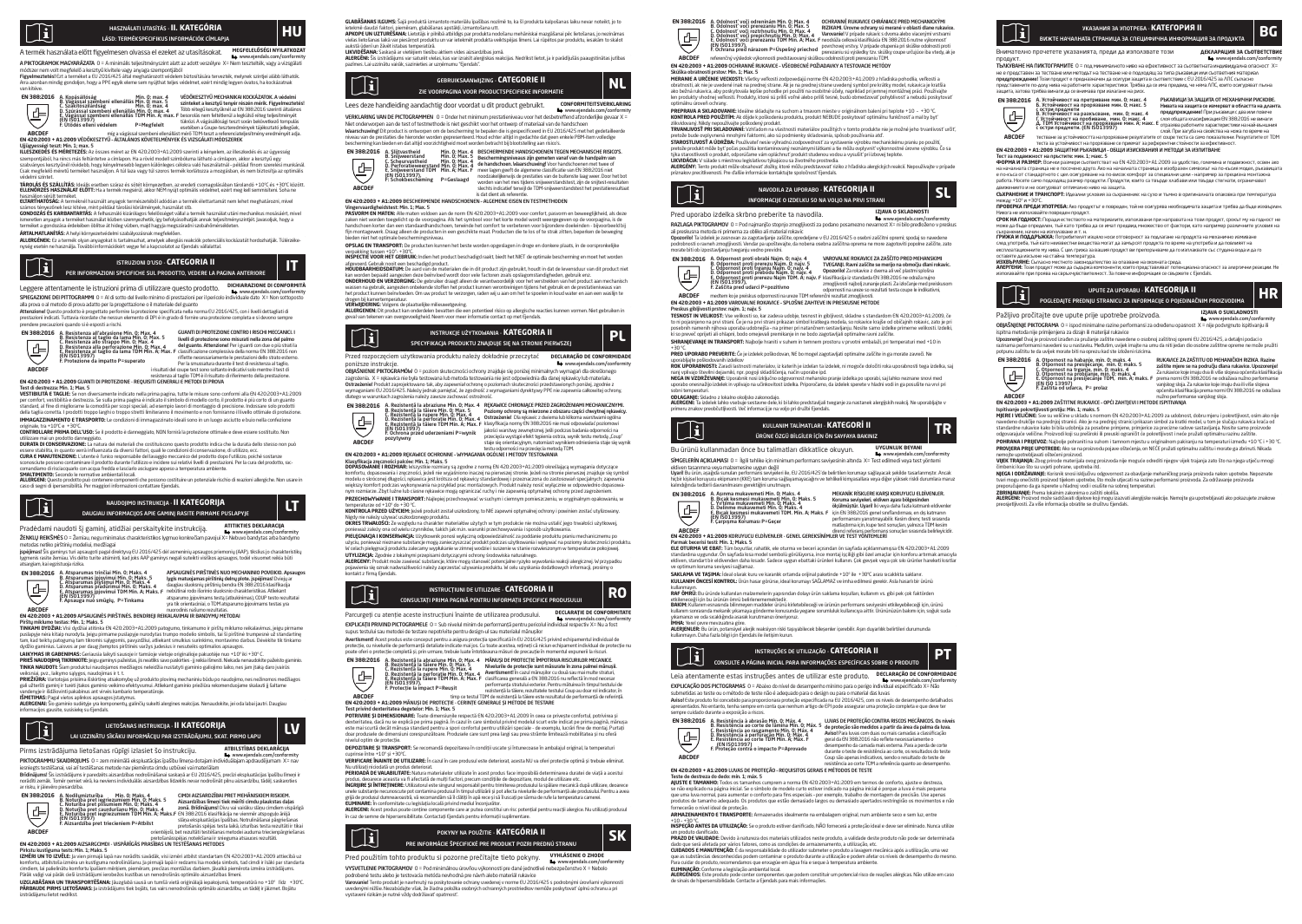# HU

## HASZNÁLATI UTASÍTÁS · II. KATEGÓRIA

### LÁSD: TERMÉKSPECIFIKUS INFORMÁCIÓK CÍMKÉJE

A termék használata előtt figyelmesen olvassa el ezeket az utasításokat.

**MEGFELELŐSÉGI NYILATKOZAT** www.ejendals.com/conformity

**A PIKTOGRAMOK MAGYARÁZATA** 0 = A minimális teljesítményszint alatt az adott veszélyre X= Nem tesztelték, vagy a vizsgálati módszer nem volt megfelelő a kesztyű kivitele vagy anyaga szempontjából.

**Figyelmeztetés!** Ezt a terméket a EU 2016/425 által meghatározott védelem biztosítására tervezték, melynek szintjei alább láthatók. Arra azonban mindig gondoljon, hogy a PPE egyik eleme sem nyújthat teljes védelmet, ezért mindig legyen óvatos, ha kockázatnak van kitéve.

EN 388:2016
A. Kopásállóság Min: 0; max: 4
B. Vágással szembeni ellenállás Min: 0; max: 5
C. Szakítószilárdság Min: 0; max: 4
D. Szúrással szembeni ellenállás Min: 0; max: 4
E. Vágással szembeni ellenállás TDM Min: A; max: F (EN ISO13997)
F. Ütődés elleni védelem P=Megfelelt

ABCDEF

**VÉDŐKESZTYŰ MECHANIKAI KOCKÁZATOK ELLEN.** A védelmi szinteket a kesztyű tenyér részén mérik. **Figyelmeztetés!** Több rétegű kesztyűknél az EN 388:2016 szerinti általános besorolás nem feltétlenül a legkülső réteg teljesítményét tükrözi. A vágásállósági teszt során bekövetkező tompulás esetén a vágás eredmények csak tájékoztató jellegűek, míg a vágással szembeni ellenállást mérő TDM teszt a referenciateljesítmény eredményét adja.

**EN 420:2003 + A1:2009 VÉDŐKESZTYŰ - ÁLTALÁNOS KÖVETELMÉNYEK ÉS VIZSGÁLATI MÓDSZEREK**
**Ujjügyességi teszt: Min: 1, max: 5**

**ILLESZKEDÉS ÉS MÉRETEZÉS:** Az összes méret az EN 420:2003+A1:2009 szerinti a lényeges, az illeszkedés és az ügyesség szempontjából, ha nincs más feltüntetve a címkén. Ha a rövid modell szimbóluma látható a címkén, akkor a kesztyű egy szabványos kesztyűnél rövidebb, hogy lehetővé tegye a kesztyű használatát olyan alkalmazásoknál, ahol a kesztyű hossza előnyös. Csak megfelelő méretű terméket használjon. A túl laza vagy túl szoros termékek korlátozzák a mozgást, és nem biztosítják az optimális védelmi szintet.

**TÁROLÁS ÉS SZÁLLÍTÁS:** Ideális esetben száraz és sötét környezetben, az eredeti csomagolásában tárolandó +10°C és +30°C között.

**ELLENŐRZÉS HASZNÁLAT ELŐTT:** Ha a termék megsérült, akkor NEM nyújt optimális védelmet, ezért meg kell semmisíteni. Soha ne használjon sérült terméket.

**ELTARTHATÓSÁG:** A termékenet használati anyagok természetéből adódóan a termék eltarthatósági nem lehet meghatározni, mivel számos tényezőtől, mint tárolási környezet, használat stb. függ.

**GONDOZÁS ÉS KARBANTARTÁS:** A felhasználó kizárólagos felelőssége, hogy a termék használat utáni mechanikus mosásáért, mivel lehetséges, hogy a terméket használat közben szennyeződik, ugyanakkor előfordulhat olyan anyag, amely kesztyű jelenségét jelentheti, amely olyan ideig szennyeződött, vagy a termék mosása kerülhet. Mossa meg kezét, ha lehetséges.

**ÁRTALMATLANÍTÁS:** A helyi környezetvédelmi szabályoknak megfelelően.

**ALLERGÉNEK:** Ez a termék olyan anyagokat is tartalmazhat, amelyek allergiás reakciók potenciális kockázatát hordozzák. Túlérzékenység esetén ne használja. További információkért vegye fel a kapcsolatot az Ejendals vállalattal.

# IT

## ISTRUZIONI D'USO · CATEGORIA II

### PER INFORMAZIONI SPECIFICHE SUL PRODOTTO, VEDERE LA PAGINA ANTERIORE

Leggere attentamente le istruzioni prima di utilizzare questo prodotto.

**DICHIARAZIONE DI CONFORMITÀ** www.ejendals.com/conformity

**SPIEGAZIONE DEI PITTOGRAMMI** 0 = Al di sotto del livello minimo di prestazioni per il pericolo individuale dato X= Non sottoposto alla prova o al metodo di prova adatto per la progettazione o il materiale del guanto.

**Attenzione!** Questo prodotto è progettato per fornire la protezione specificata nella norma EU 2016/425, con i livelli dettagliati di prestazioni indicati. Tuttavia ricordate che nessun elemento di DPI è in grado di fornire una protezione completa e si devono sempre prendere precauzioni quando si è esposti a rischi.

EN 388:2016
A. Resistenza all'abrasione Min: 0; Max: 4
B. Resistenza al taglio da lama Min: 0; Max: 5
C. Resistenza allo strappo Min: 0; Max: 4
D. Resistenza alla perforazione Min: 0; Max: 4
E. Resistenza al taglio da lama TDM Min: A; Max: F (EN ISO13997)
F. Protezione da impatto P=superato

ABCDEF

**GUANTI DI PROTEZIONE CONTRO I RISCHI MECCANICI.** I livelli di protezione sono misurati nella zona del palmo del guanto. **Attenzione!** Per i guanti con due o più strati la classificazione complessiva della norma EN 388:2016 non riflette necessariamente le prestazioni dello strato esterno. Per la smussatura durante il test di resistenza al taglio, i risultati del coupe test sono soltanto indicativi solo mentre il test di resistenza al taglio TDM è il risultato di riferimento della prestazione.

**EN 420:2003 + A1:2009 GUANTI DI PROTEZIONE - REQUISITI GENERALI E METODI DI PROVA**
**Test di destrezza: Min: 1, Max: 5**

**VESTIBILITÀ E TAGLIE:** Se non diversamente indicato nella prima pagina, tutte le misure sono conformi alla EN 420:2003+A1:2009 per comfort, vestibilità e destrezza. Se sulla prima pagina è indicato il simbolo di modello corto, il prodotto è più corto di un guanto standard, al fine di migliorare la comodità per scopi speciali, ad esempio lavori di montaggio di precisione. Indossare solo prodotti della taglia corretta. I prodotti troppo larghi o troppo stretti limiteranno e non forniranno il livello ottimale di protezione.

**IMMAGAZZINAMENTO E TRASPORTO:** Le condizioni di immagazzinato ideali sono in un luogo asciutto e buio nella confezione originale, tra +10°C e +30°C.

**CONTROLLARE PRIMA DELL'USO:** Se il prodotto è danneggiato, NON fornirà la protezione ottimale e deve essere sostituito. Non utilizzare mai un prodotto danneggiato.

**DURATA DI CONSERVAZIONE:** La natura dei materiali che costituiscono questo prodotto indica che la durata dello stesso non può essere stabilita, in quanto verrà influenzata da diversi fattori, quali le condizioni di conservazione, di utilizzo, ecc.

**CURA E MANUTENZIONE:** L'utente è l'unico responsabile dell'avvenuta decontaminazione del prodotto dopo l'utilizzo, poiché sostanze sconosciute possono contaminare il prodotto durante l'utilizzo e rendere le sue relative livelli di prestazioni. Per la cura del prodotto, si consiglia di conservare in un luogo fresco e lasciare asciugare a temperatura ambiente.

**SMALTIMENTO:** Secondo le normative ambientali locali.

**ALLERGENI:** Questo prodotto può contenere componenti che possono costituire un potenziale rischio di reazioni allergiche. Non usare in caso di segni di ipersensibilità. Per maggiori informazioni contattare Ejendals.

# LT

## NAUDOJIMO INSTRUKCIJA · II KATEGORIJA

### DAUGIAU INFORMACIJOS APIE GAMINĮ RASITE PIRMAME PUSLAPYJE

Pradėdami naudoti šį gaminį, atidžiai perskaitykite instrukciją.

**ATITIKTIES DEKLARACIJA** www.ejendals.com/conformity

**ŽENKLŲ REIKŠMĖS** 0 = Žemiau, negu minimalus charakteristikos lygmuo konkrečiam pavojui X= Nebuvo bandytas arba bandymo metodas nebuvo tinkamas pirštinių modeliui, medžiagai.

**Įspėjimas!** Šis gaminys turi apsaugoti pagal direktyvą EU 2016/425 dėl asmeninių apsaugos priemonių (AAP). Visiškos charakteristikos lygmenis rasite žemiau. Vis dėlto turite atminti, kad joks AAP gaminys negali suteikti visiškos apsaugos, todėl visuomet nekia būti atsargiam, kai egzistuoja rizika.

EN 388:2016
A. Atsparumas trinčiai Min: 0; Maks: 4
B. Atsparumas įpjovimui Min: 0; Maks: 5
C. Atsparumas plyšimui Min: 0; Maks: 4
D. Atsparumas pradūrimui Min: 0; Maks: 4
E. Atsparumas įpjovimui TDM Min: A; Maks: F (EN ISO13997)
F. Apsauga nuo smūgių P=Išlaikė

ABCDEF

**APSAUGINĖS PIRŠTINĖS NUO MECHANINIO POVEIKIO.** Apsaugos lygis matuojamas pirštinių delno plote. **Įspėjimas!** Dviejų ar daugiau sluoksnių pirštinių bendra EN 388:2016 klasifikacija nebūtinai rodo išorinio sluoksnio charakteristikas. Atliekant atsparumo įpjovimams testą (atbukimas), COUP testo rezultatai yra tik orientaciniai, o TDM atsparumo įpjovimams testas yra nuorodinis našumo rezultatas.

**EN 420:2003 + A1:2009 APSAUGINĖS PIRŠTINĖS. BENDRIEJI REIKALAVIMAI IR BANDYMŲ METODAI**
**Pirštų mikliumo testas: Min: 1, Maks: 5**

**TINKAMI DYDŽIAI:** Visi dydžiai atitinka EN 420:2003+A1:2009 patogumo, tinkamumo ir pirštų mikliumo reikalavimus, jeigu pirmame puslapyje nėra kitaip nurodyta. Jeigu pirmame puslapyje nurodytas trumpo modelio simbolis, tai ši pirštinė trumpesnė už standartinę tam, kad tiektų patogumą tam tikrais tikslams, pavyzdžiui, atliekant smulkius surinkimo, montavimo darbus. Dėvėkite tik tinkamo dydžio gaminius. Laisvos ar per daug įtemptos pirštinės varžys judesius ir nesuteiks optimalios apsaugos.

**LAIKYMAS IR GABENIMAS:** Geriausia laikyti sausoje ir tamsioje vietoje originalioje pakuotėje nuo +10° iki +30° C.

**PRIEŠ NAUDOJANT PATIKRINKITE:** Jeigu gaminys pažeistas, jis nesuteiks savo pažintinės - įrašas išmesti. Niekada nenaudokite pažeisto gaminio.

**TINKA NAUDOTI:** Šio produkto naudojamos medžiagos neleidžia nustatyti gaminio galiojimo laiko, nes jam įtaką daro įvairūs veiksniai, pvz., laikymo sąlygos, naudojimas ir t. t.

**PRIEŽIŪRA:** Vartotojas prisiima išskirtinę atsakomybę už produkto plovimą mechaniniu būdu po naudojimo, nes nežinomos medžiagos gali užteršti gaminį ir turėti įtakos gaminio veikimo efektyvumui. Atliekant gaminio priežiūrą rekomenduojame skalauti jį šaltame vandenyje ir išdžiovinti pakabintus ant virvės kambario temperatūroje.

**IŠMETIMAS:** Pagal vietos aplinkos apsaugos įstatymus.

**ALERGENAI:** Šio gaminio sudėtyje yra komponentų, galinčių sukelti alergines reakcijas. Nenaudokite, jei oda labai jautri. Daugiau informacijos gausite, susisiekę su Ejendals.

# LV

## LIETOŠANAS INSTRUKCIJA · II KATEGORIJA

### LAI UZZINĀTU SĪKĀKU INFORMĀCIJU PAR IZSTRĀDĀJUMU, SKAT. PIRMO LAPU

Pirms izstrādājuma lietošanas rūpīgi izlasiet šo instrukciju.

**ATBILSTĪBAS DEKLARĀCIJA** www.ejendals.com/conformity

**PIKTOGRAMMU SKAIDROJUMS** 0 = zem minimālā ekspluatācijas īpašību līmeņa dotajam individuālajam apdraudējumam X= nav ieslēgts testēšanai, vai arī testēšanas metode nav piemērota cimdu uzbūvei vai materiālam

**Brīdinājums!** Šis izstrādājums ir paredzēts aizsardzības nodrošināšanai saskaņā ar EU 2016/425, precīzi ekspluatācijas īpašību līmeņi ir norādīti zemāk. Tomēr ņemiet vērā, ka neviens individuālais aizsardzības līdzeklis nevar nodrošināt pilnu aizsardzību, tādēļ, saskaroties ar risku, ir jāievēro piesardzība.

EN 388:2016
A. Nodilumizturība Min: 0, Maks: 4
B. Noturība pret iegriezumiem Min: 0; Maks: 5
C. Noturība pret plīsumiem Min: 0; Maks: 4
D. Noturība pret caurduršanu Min: 0; Maks: 4
E. Noturība pret iegriezumiem TDM Min: A; Maks: F (EN ISO13997)
F. Aizsardzība pret triecieniem P=Atbilst

ABCDEF

**CIMDI AIZSARDZĪBAI PRET MEHĀNISKIEM RISKIEM.** Aizsardzības līmeni tiek mērīti cimdu plaukstas daļas zonā. **Brīdinājums!** Divu vai vairāku slāņu cimdiem vispārējā EN 388:2016 klasifikācija ne vienmēr atspoguļo ārējā slāņa ekspluatācijas īpašības. Notrulināšanas gadījumā noturības pret iegriezumiem testa laikā, Uzliktas testa rezultāti ir tikai orientējoši, bet noturības testēšanas metodes uzskatīs (neapmēru) TDM noturība pret iegriezumiem ir references ekspluatācijas rezultāts.

**EN 420:2003 + A1:2009 AIZSARGCIMDI - VISPĀRĪGĀS PRASĪBAS UN TESTĒŠANAS METODES**
**Pirkstu kustīguma tests: Min: 1, Maks: 5**

**IZMĒRI UN TO IZVĒLE:** Ja vien pirmajā lapā nav norādīts savādāk, visi izmēri atbilst standartam EN 420:2003+A1:2009 attiecībā uz komfortu, atbilstību izmēra un kustīguma nodrošināšanu. Ja pirmajā lapā ir redzams īsā modeļa simbols, tad cimdi ir īsāki par standarta cimdiem, lai palielinātu komfortu īpašiem mērķiem, piemēram precīzas montāžas darbiem. Jāvalkā piemērota izmēra izstrādājumi. Pārāk vaļīgi vai pārāk cieši izstrādājumi ierobežos kustības un nenodrošinās optimālo aizsardzības līmeni.

**UZGLABĀŠANA UN TRANSPORTĒŠANA:** Ideālajā gadījumā sausā un tumšā vietā oriģinālajā iepakojumā, temperatūrā no +10° līdz +30°C.

**PĀRBAUDE PIRMS LIETOŠANAS:** Ja izstrādājums tiek bojāts, tas vairs nenodrošinās optimālo aizsardzību, un tādēļ ir jāizmet. Bojātu izstrādājumu lietot nedrīkst.

**GLABĀŠANAS ILGUMS:** Šajā produktā izmantoto materiālu īpašības nozīmē to, ka tā produkta kalpošanas laiku nevar noteikt, jo to ietekmē daudzi faktori, piemēram, glabāšanas apstākļi, izmantošana utt.

**APKOPE UN UZTURĒŠANA:** Lietotājs ir pilnībā atbildīgs par produkta nodošanu mehāniskai mazgāšanai pēc lietošanas, jo nezināmas vielas lietošanas laikā var piesārņot produktu un var ietekmēt produkta veiktspējas līmeni. Lai rūpētos par produktu, iesakām to skalot aukstā ūdenī un žāvēt istabas temperatūrā.

**LIKVIDĒŠANA:** Saskaņā ar vietējiem tiesību aktiem vides aizsardzības jomā.

**ALERĢĒNI:** Šis izstrādājums var saturēt vielas, kas var izraisīt alerģiskas reakcijas. Nedrīkst lietot, ja ir paaugstinātas jutības pazīmes. Lai uzzinātu vairāk, sazinieties ar uzņēmumu "Ejendals".

# NL

## GEBRUIKSAANWIJZING · CATEGORIE II

### ZIE VOORPAGINA VOOR PRODUCTSPECIFIEKE INFORMATIE

Lees deze handleiding aandachtig door voordat u dit product gebruikt.

**CONFORMITEITSVERKLARING** www.ejendals.com/conformity

**VERKLARING VAN DE PICTOGRAMMEN** 0 = Onder het minimum prestatieniveau voor het desbetreffend afzonderlijke gevaar X = Niet onderworpen aan de test of testmethode is niet geschikt voor het ontwerp of materiaal van de handschoen

**Waarschuwing!** Dit product is ontworpen om de bescherming te bieden die is gespecificeerd in EU 2016/425 met het gedetailleerde niveau van de prestaties die hieronder worden gepresenteerd. Houd er echter altijd in gedachte dat geen enkele PBM-item volledige bescherming kan bieden en dat altijd voorzichtigheid moet worden betracht bij blootstelling aan risico's.

EN 388:2016
A. Slijtvastheid Min: 0; Max: 4
B. Snijweerstand Min: 0; Max: 5
C. Scheurvastheid Min: 0; Max: 4
D. Perforatieweerstand Min: 0; Max: 4
E. Snijweerstand TDM Min: A; Max: F (EN ISO13997)
F. Schokbescherming P=Geslaagd

ABCDEF

**BESCHERMENDE HANDSCHOENEN TEGEN MECHANISCHE RISICO'S.** Beschermingsniveaus zijn gemeten vanaf van de handpalm van de handschoen. **Waarschuwing!** Voor handschoenen met twee of meer lagen geeft de algemene classificatie van EN 388:2016 niet noodzakelijkerwijs de prestaties van de buitenste laag weer. Door het bot worden van het mes tijdens snijweerstandtest, zijn de snijtest-resultaten slechts indicatief terwijl de TDM-snijweerstandstest het prestatieresultaat is dat dient als referentie.

**EN 420:2003 + A1:2009 BESCHERMENDE HANDSCHOENEN – ALGEMENE EISEN EN TESTMETHODEN**
**Vingervaardigheidstest: Min: 1, Max: 5**

**PASVORM EN MATEN:** Alle maten voldoen aan de norm EN 420:2003+A1:2009 voor comfort, pasvorm en beweeglijkheid, als deze zaken niet worden toegelicht op de voorpagina. Als het symbool voor het korte model wordt weergegeven op de voorpagina, is de handschoen korter dan een standaardhandschoen, teneinde het comfort te verbeteren voor bijzondere doeleinden - bijvoorbeeld bij fijn montagewerk. Draag alleen de producten in een geschikte maat. Producten die te los of te strak zitten, beperken de beweging en bieden niet het optimale beschermingsniveau.

**OPSLAG EN TRANSPORT:** De producten kunnen het beste worden opgeslagen in droge en donkere plaats, in de oorspronkelijke verpakking tussen +10° - +30°C.

**INSPECTIE VOOR HET GEBRUIK:** Indien het product beschadigd raakt, biedt het NIET de optimale bescherming en moet het worden afgevoerd. Gebruik nooit een beschadigd product.

**HOUDBAARHEIDSDUUR:** De aard van de materialen die in dit product zijn gebruikt, houdt in dat de levensduur van dit product niet kan worden bepaald aangezien deze beïnvloed wordt door vele factoren zoals opslagomstandigheden, gebruik enz.

**ONDERHOUD EN VERZORGING:** De gebruiker draagt alleen de verantwoordelijk voor het wassen van het product aan wassen vooraleer na gebruik, aangezien onbekende stoffen het product kunnen verontreinigen tijdens het gebruik en de prestatieniveaus van het product kunnen beïnvloeden. Om uw product te verzorgen, raden wij u aan om het te spoelen in koud water en aan een waslijn te drogen bij kamertemperatuur.

**VERWIJDERING:** Volgens de plaatselijke milieuwetgeving.

**ALLERGENEN:** Dit product kan onderdelen bevatten die een potentieel risico op allergische reacties kunnen vormen. Niet gebruiken in geval van tekenen van overgevoeligheid. Neem voor meer informatie contact op met Ejendals.

# PL

## INSTRUKCJE UŻYTKOWANIA · KATEGORIA II

### SPECYFIKACJA PRODUKTU ZNAJDUJE SIĘ NA STRONIE PIERWSZEJ

Przed rozpoczęciem użytkowania produktu należy dokładnie przeczytać poniższe instrukcje.

**DEKLARACJA DE CONFORMIDADE** www.ejendals.com/conformity

**OBJAŚNIENIE PIKTOGRAMÓW** 0 = poziom skuteczności ochrony znajduje się poniżej minimalnych wymagań dla określonego zagrożenia. X = rękawica nie była testowana lub metoda testowania nie jest odpowiednia dla danej rękawicy lub materiału.

**Ostrzeżenie!** Produkt zaprojektowano tak, aby zapewniał ochronę o poziomach skuteczności przedstawionych poniżej, zgodnie z wymaganiami EU 2016/425. Należy jednak pamiętać, że żadne środki z wyposażenia ochrony osobistej ŚOI nie zapewnia całkowitej ochrony, dlatego w warunkach zagrożenia należy zawsze zachować ostrożność.

EN 388:2016
A. Odporność na ścieranie Min: 0; Maks: 4
B. Odporność na przecięcie Min: 0; Maks: 5
C. Odporność na rozdzieranie Min: 0; Maks: 4
D. Odporność na przebicie Min: 0; Maks: 4
E. Odporność na przecięcie TDM Min: A; Maks: F (EN ISO13997)
F. Ochrona przed uderzeniami P=wynik pozytywny

ABCDEF

**RĘKAWICE CHRONIĄCE PRZED ZAGROŻENIAMI MECHANICZNYMI.** Poziomy ochrony są mierzone w obszarze części chwytnej rękawicy. **Ostrzeżenie!** Dla rękawic z dwiema lub kilkoma warstwami ogólna klasyfikacja normy EN 388:2016 nie musi odpowiadać poziomowi jakości warstwy zewnętrznej. Jeśli podczas badania odporności na przecięcie wystąpi efekt tępienia ostrza, wynik testu metodą „Coup" staje się orientacyjny, natomiast wynikiem odniesienia staje się wynik testu odporności na przecięcie metodą TDM.

**EN 420:2003 + A1:2009 RĘKAWICE OCHRONNE – WYMAGANIA OGÓLNE I METODY TESTOWANIA**
**Klasyfikacja zręczności palców: Min: 1, Maks: 5**

**DOPASOWANIE I ROZMIAR:** Wszystkie rozmiary są zgodne z normą EN 420:2003+A1:2009 określającą wymagania dotyczące komfortu, dopasowania i zręczności, jeżeli na pierwszej stronie nie zaznaczono inaczej. Jeżeli na pierwszej stronie znajduje się symbol modelu o skróconej długości, rękawica jest krótsza od rękawicy standardowej i przeznaczona do zastosowań specjalnych, zapewnia większy komfort podczas wykonywania szczegółowych prac montażowych. Produkt należy nosić wyłącznie w odpowiednim dopasowaniu rozmiarze. Zbyt luźne lub ciasne rękawice mogą ograniczać ruchy i nie zapewnią optymalnej ochrony przed zagrożeniem.

**PRZECHOWYWANIE I TRANSPORT:** Najlepiej przechowywać w suchym i ciemnym pomieszczeniu, w oryginalnym opakowaniu, w temperaturze od +10° do +30°C.

**KONTROLA PRZED UŻYCIEM:** Jeżeli produkt został uszkodzony, to NIE zapewni optymalnej ochrony i powinien zostać utylizowany. Nigdy nie należy używać uszkodzonego produktu.

**OKRES TRWAŁOŚCI:** Ze względu na charakter materiałów użytych w tym produkcie nie można ustalić jego trwałości użytkowej, ponieważ zależy ona od wielu czynników, takich jak m.in. warunki przechowywania i sposób użytkowania.

**PIELĘGNACJA I KONSERWACJA:** Użytkownik ponosi wyłączną odpowiedzialność za poddanie produktu praniu mechanicznemu po użyciu, ponieważ nieznane substancje mogą zanieczyszczać produkt podczas użytkowania i wpływać na poziomy skuteczności produktu. W celach pielęgnacji produktu zalecamy wypłukanie w zimnej wodzie i suszenie w stanie rozwieszonym w temperaturze pokojowej.

**UTYLIZACJA:** Zgodnie z lokalnymi przepisami dotyczącymi ochrony środowiska naturalnego.

**ALERGENY:** Produkt może zawierać substancje, które mogą stanowić potencjalne ryzyko wywołania reakcji alergicznej. W przypadku pojawienia się oznak nadwrażliwości należy zaprzestać używania produktu. W celu uzyskania dodatkowych informacji, prosimy o kontakt z firmą Ejendals.

# RO

## INSTRUCȚIUNI DE UTILIZARE · CATEGORIA II

### CONSULTAȚI PRIMA PAGINĂ PENTRU INFORMAȚII SPECIFICE PRODUSULUI

Parcurgeți cu atenție aceste instrucțiuni înainte de utilizarea produsului.

**DECLARAȚIE DE CONFORMITATE** www.ejendals.com/conformity

**EXPLICAȚII PRIVIND PICTOGRAMELE** 0 = Sub nivelul minim de performanță pentru pericolul individual respectiv X= Nu a fost supus testului sau metodei de testare nepotrivite pentru design-ul sau materialul mănușilor

**Avertisment!** Acest produs este conceput pentru a asigura protecția specificată în EU 2016/425 privind echipamentul individual de protecție, cu nivelurile de performanță detaliate indicate mai jos. Cu toate acestea, rețineți că niciun echipament individual de protecție nu poate oferi o protecție completă și, prin urmare, trebuie luate întotdeauna măsuri de precauție la momentul expunerii la riscuri.

EN 388:2016
A. Rezistență la abraziune Min: 0; Max: 4
B. Rezistență la tăiere Min: 0; Max: 5
C. Rezistență la rupere Min: 0; Max: 4
D. Rezistență la perforare Min: 0; Max: 4
E. Rezistență la tăiere TDM Min: A; Max: F (EN ISO13997)
F. Protecție la impact P=Reușit

ABCDEF

**MĂNUȘI DE PROTECȚIE ÎMPOTRIVA RISCURILOR MECANICE.** Nivelurile de protecție sunt măsurate în zona palmei mănușii. **Avertisment!** În cazul mănușilor cu două sau mai multe straturi, clasificarea generală a EN 388:2016 nu reflectă în mod necesar performanța stratului exterior. Pentru tocirea în timpul testului de rezistență la tăiere, rezultatele testului Coup au doar un indicator, în timp ce testul TDM de rezistență la tăiere este rezultatul de performanță de referință.

**EN 420:2003 + A1:2009 MĂNUȘI DE PROTECȚIE - CERINȚE GENERALE ȘI METODE DE TESTARE**
**Test privind dexteritatea degetelor: Min: 1, Max: 5**

**POTRIVIRE ȘI DIMENSIONARE:** Toate dimensiunile respectă EN 420:2003+A1:2009 în ceea ce privește confortul, potrivirea și dexteritatea, dacă nu se explică pe prima pagină. În cazul în care simbolul privind modelul scurt este indicat pe prima pagină, mănușa este mai scurtă decât mănușa standard pentru a spori confortul pentru utilizări speciale - de exemplu, lucrări fine de montaj. Purtați doar produse de dimensiuni corespunzătoare. Produsele care sunt prea largi sau prea strâmte limitează mobilitatea și nu oferă nivelul optim de protecție.

**DEPOZITARE ȘI TRANSPORT:** Se recomandă depozitarea în condiții uscate și întunecoase în ambalajul original, la temperaturi cuprinse între +10° și +30°C.

**VERIFICARE ÎNAINTE DE UTILIZARE:** În cazul în care produsul este deteriorat, acesta NU va oferi protecție optimă și trebuie eliminat. Nu utilizați niciodată un produs deteriorat.

**PERIOADĂ DE VALABILITATE:** Natura materialelor utilizate în acest produs face imposibilă determinarea duratei de viață a acestui produs, deoarece aceasta va fi afectată de mulți factori, precum condițiile de depozitare, modul de utilizare etc.

**ÎNGRIJIRE ȘI ÎNTREȚINERE:** Utilizatorul este singurul responsabil pentru trimiterea produsului la spălare mecanică după utilizare, deoarece unele substanțe necunoscute pot contamina produsul în timpul utilizării și pot afecta nivelurile de performanță ale produsului. Pentru a avea grijă de produsul dumneavoastră, vă recomandăm să îl clătiți în apă rece și să îl uscați pe sârmă de rufe la temperatura camerei.

**ELIMINARE:** În conformitate cu legislația locală privind mediul înconjurător.

**ALERGENI:** Acest produs poate conține componente care pot constitui un risc potențial pentru reacții alergice. Nu utilizați produsul în caz de semne de hipersensibilitate. Contactați Ejendals pentru informații suplimentare.

# SK

## POKYNY NA POUŽITIE · KATEGÓRIA II

### PRE INFORMÁCIE ŠPECIFICKÉ PRE PRODUKT POZRI PREDNÚ STRANU

Pred použitím tohto produktu si pozorne prečítajte tieto pokyny.

**VYHLÁSENIE O ZHODE** www.ejendals.com/conformity

**VYSVETLENIE PIKTOGRAMOV** 0 = Pod minimálnou úrovňou výkonnosti pre dané jednotlivé nebezpečenstvo X = Nebolo podrobené testu alebo je testovacia metóda nevhodná pre návrh alebo materiál rukavice

**Varovanie!** Tento produkt je navrhnutý na poskytovanie ochrany uvedenej v norme EU 2016/425 s podrobnými úrovňami výkonnosti uvedenými nižšie. Nezabúdajte však, že žiadna položka osobných ochranných prostriedkov nemôže poskytovať úplnú ochranu a pri vystavení rizikám je nutné vždy dodržiavať opatrnosť.

# SL

EN 388:2016
A. Odolnosť voči odieraniu Min: 0; Max: 4
B. Odolnosť voči prerezaniu Min: 0; Max: 5
C. Odolnosť voči roztrhnutiu Min: 0; Max: 4
D. Odolnosť voči prepichnutiu Min: 0; Max: 4
E. Odolnosť voči prerezaniu TDM Min: A; Max: F (EN ISO13997)
F. Ochrana pred nárazom P=Úspešne prešiel

ABCDEF

**OCHRANNÉ RUKAVICE CHRÁNIACE PRED MECHANICKÝMI RIZIKAMI.** Úrovne ochrany sú merané v oblasti dlane rukavice. **Varovanie!** V prípade rukavíc s dvoma alebo viacerými vrstvami nemusí celková klasifikácia EN 388:2016 nutne odrážať výkonnosť vonkajšej vrstvy. Pri otupení počas skúšky odolnosti proti prerezaniu sú výsledky tzv. skúšky coupe určujúce iba vtedy, ak je skúška odolnosti proti prerezaniu TDM referenčným výsledkom výkonnosti.

**EN 420:2003 + A1:2009 OCHRANNÉ RUKAVICE - VŠEOBECNÉ POŽIADAVKY A TESTOVACIE METÓDY**
**Skúška obratnosti prstov: Min: 1, Max: 5**

**MERANIE A URČENIE VEĽKOSTI:** Všetky veľkosti zodpovedajú norme EN 420:2003+A1:2009 z hľadiska pohodlia, veľkosti a obratnosti, ak nie je uvedené inak na prednej strane. Ak je na prednej strane uvedený symbol pre krátky model, rukavica je kratšia ako bežná rukavica, aby poskytovala lepšie pohodlie pri použití na osobitné účely, napríklad pri jemnej montážnej práci. Používajte len produkty vhodnej veľkosti. Produkty, ktoré sú príliš voľné alebo príliš tesné, budú obmedzovať pohyblivosť a nebudú poskytovať optimálnu úroveň ochrany.

**PREPRAVA A SKLADOVANIE:** Ideálne skladujte na suchom a tmavom mieste v originálnom balení pri teplote +10 – +30°C.

**KONTROLA PRED POUŽITÍM:** Ak dôjde k poškodeniu produktu, produkt NEBUDE poskytovať optimálnu funkčnosť a musí byť zlikvidovaný. Nikdy nepoužívajte poškodený produkt.

**TRVANLIVOSŤ PRI SKLADOVANÍ:** Vzhľadom na vlastnosti materiálov použitých v tomto produkte nie je možné jeho trvanlivosť určiť, pretože bude ovplyvnená mnohými faktormi, ako sú podmienky skladovania, spôsob používania atď.

**STAROSTLIVOSŤ A ÚDRŽBA:** Používateľ nesie výhradnú zodpovednosť za vystavenie výrobku mechanickému praniu po použití, pretože produkt môže byť počas použitia kontaminovaný neznámymi látkami a to môže ovplyvniť výkonnostné úrovne výrobku. Čo sa týka starostlivosti o produkt, odporúčame vám vypláchnuť studenou vodou a sušiť pri izbovej teplote.

**LIKVIDÁCIA:** V súlade s miestnou legislatívou týkajúcou sa životného prostredia.

**ALERGÉNY:** Tento produkt môže obsahovať zložky, ktoré môžu predstavovať riziko z hľadiska alergických reakcií. Nepoužívajte v prípade príznakov precitlivenosti. Pre ďalšie informácie kontaktujte spoločnosť Ejendals.

## NAVODILA ZA UPORABO · KATEGORIJA II

### INFORMACIJE O IZDELKU SO NA VOLJO NA PRVI STRANI

Pred uporabo izdelka skrbno preberite ta navodila.

**IZJAVA O SKLADNOSTI** www.ejendals.com/conformity

**RAZLAGA PIKTOGRAMOV** 0 = Pod najmanjšo stopnjo zmogljivosti za podano posamezno nevarnost X = ni bilo predloženo v preizkus ali preizkusna metoda ni primerna za obliko ali material rokavic

**Opozorilo!** Ta izdelek je zasnovan za zagotavljanje zaščite, opredeljene v EU 2016/425 o osebni zaščitni opremi, spodaj so navedene podrobnosti o ravneh zmogljivosti. Vendar ja upoštevajte, da nobena osebna zaščitna oprema ne more zagotoviti popolne zaščite, zato morate biti ob izpostavljanju tveganju vedno previdni.

EN 388:2016
A. Odpornost proti obrabi Min: 0; Maks: 4
B. Odpornost proti prerezu Min: 0; Maks: 5
C. Odpornost proti trganju Min: 0; Maks: 4
D. Odpornost proti prebodu Min: 0; Maks: 4
E. Odpornost proti prerezu TDM Min: A; Maks: F (EN ISO13997)
F. Zaščita pred udarci P=pozitivno

ABCDEF

**VAROVALNE ROKAVICE ZA ZAŠČITO PRED MEHANSKIMI TVEGANJI.** Ravni zaščite se merijo na območju dlani rokavic. **Opozorilo!** Za rokavice z dvema ali več plastmi splošna razvrstitev v skladu s standardom EN 388:2016 ne odraža nujno zmogljivosti najbolj zunanje plasti. Za otopitev med preizkusom odpornosti na rezanje so rezultati testa coupe le indikativni, medtem koje preizkus odpornosti na rezanje TDM referenčni rezultat zmogljivosti.

**EN 420:2003 + A1:2009 VAROVALNE ROKAVICE - SPLOŠNE ZAHTEVE IN PRESKUSNE METODE**
**Preskus gibljivosti prstov: najm. 1, najv. 5**

**VELIKOST IN MERE:** Vse velikosti so, kar zadeva udobje, tesnost in gibljivost, skladne s standardom EN 420:2003+A1:2009, če to ni pojasnjeno na prvi strani. Če je na prvi strani prikazan simbol kratkega modela, so rokavice krajše od običajnih rokavic, zato je pri posebnih namenih njihova uporaba udobnejša – na primer pri natančnem sestavljanju. Nosite samo izdelke primerne velikosti. Izdelki, ki so preveč ohlapni ali preveč tesni, bodo omejevali premikanje in ne bodo zagotavljali optimalne ravni zaščite.

**SHRANJEVANJE IN TRANSPORT:** Najbolje hraniti v suhem in temnem prostoru v prvotni embalaži, pri temperaturi med +10 in +30°C.

**PRED UPORABO PREVERITE:** Če je izdelek poškodovan, NE bo nudil zagotavljal optimalne zaščite in ga morate zavreči. Ne uporabljajte poškodovanih izdelkov.

**ROK UPORABNOSTI:** Zaradi lastnosti materialov, iz katerih je izdelan ta izdelek, ni mogoče določiti roka uporabnosti tega izdelka, saj nanj vplivajo številni dejavniki, npr. pogoji skladiščenja, način uporabe ipd.

**NEGA IN VZDRŽEVANJE:** Uporabnik nosi izključno odgovornost mehansko pranje izdelka po uporabi, saj lahko neznane snovi med uporabo onesnažijo izdelek in vplivajo na učinkovitost izdelka. Priporočamo, da izdelek sperete v hladni vodi in ga posušite na vrvi pri sobni temperaturi.

**ODLAGANJE:** Skladno z lokalno okoljsko zakonodajo.

**ALERGENI:** Ta izdelek lahko vsebuje sestavne dele, ki bi lahko predstavljali tveganje za nastanek alergijskih reakcij. Ne uporabljajte v primeru znakov preobčutljivosti. Več informacij na voljo pri družbi Ejendals.

# TR

## KULLANIM TALİMATLARI · KATEGORİ II

### ÜRÜNE ÖZGÜ BİLGİLER İÇİN ÖN SAYFAYA BAKINIZ

Bu ürünü kullanmadan önce bu talimatları dikkatlice okuyun.

**UYGUNLUK BEYANI** www.ejendals.com/conformity

**SİMGELERİN AÇIKLAMASI** 0 = İlgili tehlike için minimum performans seviyesinin altında X= Test edilmemiş veya test yöntemi eldiven tasarımına veya malzemesine uygun değil

**Uyarı!** Bu ürün, aşağıda sunulan performans seviyeleri ile, EU 2016/425 ile belirtilen korumayı sağlayacak şekilde tasarlanmıştır. Ancak hiçbir kişisel koruyucu ekipmanın (KKE) tam koruma sağlayamayacağını ve tehlikeli koşullarda veya diğer yüksek riskli durumlarda maruz kalındığında her zaman dikkatli olunması gerektiğini unutmayın.

EN 388:2016
A. Aşınma mukavemeti Min: 0, Maks: 4
B. Bıçak kesmesi mukavemeti Min: 0, Maks: 5
C. Yırtılma mukavemeti Min: 0, Maks: 4
D. Delinme mukavemeti Min: 0, Maks: 4
E. Bıçak kesmesi mukavemeti TDM Min: A, Maks: F (EN ISO13997)
F. Çarpma Koruması P=Geçer

ABCDEF

**MEKANİK RİSKLERE KARŞI KORUYUCU ELDİVENLER.** Koruma seviyeleri, eldiven avuç bölgesinden ölçülmüştür. **Uyarı!** İki veya daha fazla katmanlı eldivenler için EN 388:2016 genel sınıflandırması, en dış katmanın performansını yansıtmayabilir. Kesilme direnci testi sırasında malzemenin körleşme durumunda, kupa testi sonuçları yalnızca bilgi amaçlıdır, bu durumda TDM kesilme direnci testinin performans sonucu referans olarak alınır.

**EN 420:2003 + A1:2009 KORUYUCU ELDİVENLER - GENEL GEREKSİNİMLER VE TEST YÖNTEMLERİ**
**Parmak becerisi testi: Min. 1, Maks. 5**

**ELE OTURMA VE EBAT:** Tüm boyutlar, rahatlık, ele oturma ve beceri açısından ön sayfada açıklanmamışsa EN 420:2003+A1:2009 standardına uygundur. Ön sayfada kısa model sembolü görülüyorsa, ince montaj işi gibi gibi özel amaçlar için konforu artırmak amacıyla eldiven, standart bir eldivenden daha kısadır. Sadece uygun ebattaki ürünleri kullanın. Çok gevşek veya çok sıkı ürünler hareketi kısıtlar ve optimum koruma seviyesi sağlamaz.

**SAKLAMA VE TAŞIMA:** İdeal olarak kuru ve karanlık ortamda orijinal paketinde +10° ile +30°C arası sıcaklıkta saklanır.

**KULLANIM ÖNCESİ KONTROL:** Ürün hasar görmüşse, ideal korumayı SAĞLAMAZ ve imha edilmesi gerekir. Asla hasarlı bir ürünü kullanmayın.

**RAF ÖMRÜ:** Bu üründe kullanılan malzemelerin yapısından dolayı ürün saklama koşulları, kullanım vs. gibi pek çok faktörden etkileneceği için bu ürünün ömrü belirlenememektedir.

**BAKIM:** Kullanım esnasında bilinmeyen maddeler ürünü kirletebileceği ve ürünün performans seviyelerini etkileyebileceği için, ürünü kullanım sonrasında mekanik yıkamaya gönderme konusunda yegane sorumluluk kullanıcıya aittir. Ürününüzün bakımı için, soğuk suda yıkamanızı ve oda sıcaklığında asarak kurutmanızı öneriyoruz.

**İMHA:** Yerel çevre mevzuatına göre.

**ALERJENLER:** Bu ürün, potansiyel alerjik reaksiyon riski taşıyabilecek bileşenler içerebilir. Aşırı duyarlılık belirtileri durumunda kullanmayın. Daha fazla bilgi için Ejendals ile iletişime kurun.

# BG

## УКАЗАНИЯ ЗА УПОТРЕБА · КАТЕГОРИЯ II

### ВИЖТЕ НАЧАЛНАТА СТРАНИЦА ЗА СПЕЦИФИЧНА ИНФОРМАЦИЯ ЗА ПРОДУКТА

Внимателно прочетете указанията, преди да използвате този продукт.

**ДЕКЛАРАЦИЯ ЗА СЪОТВЕТСТВИЕ** www.ejendals.com/conformity

**ТЪЛКУВАНЕ НА ПИКТОГРАМИТЕ** 0 = под минималното ниво на ефективност за съответната индивидуална опасност X = не е представен за тестване или методът на тестване не е подходящ за типа ръкавици или съответния материал.

**предупреждение!** Този продукт е предназначен да осигури защита в съответствие с EU 2016/425 с подробно посочените по-долу нива на работните характеристики. Трябва да се има предвид, че нито ЛПС, които осигуряват пълна защита, и затова трябва винаги да се внимава при излагане на рискове.

EN 388:2016
A. Устойчивост на протриване мин: 0, макс: 4
B. Устойчивост на прорязване мин: 0, макс: 5
C. Устойчивост на раздиране, мин: 0, макс: 4
D. Устойчивост на пробиване, мин: 0, макс: 4
E. Устойчивост на прорязване TDM мин: A; макс: F (EN ISO13997)
F. Защита от удар P=преминал

ABCDEF

**РЪКАВИЦИ ЗА ЗАЩИТА ОТ МЕХАНИЧНИ РИСКОВЕ.** Нивата на защита се измерват в областта на дланта на ръкавицата. **Предупреждение!** При ръкавици с два или повече слоя общата класификация по EN 388:2016 не отразява непременно работните характеристики на най-външния слой. При загуба на острота по време на теста за устойчивост на прорязване резултатите от coupe теста са само показателни. Резултатите от TDM теста за устойчивост на прорязване са еталонни характеристики на изделието.

**EN 420:2003 + A1:2009 ЗАЩИТНИ РЪКАВИЦИ - ОБЩИ ИЗИСКВАНИЯ И МЕТОДИ ЗА ИЗПИТВАНЕ**
**Тест за подвижност на пръстите: мин: 1, макс: 5**

**ФОРМА И РАЗМЕР:** Всички размери съответстват на EN 420:2003+A1:2009 за удобство, големина и подвижност, освен ако на началната страница не е посочено друго. Ако на началната страница е изобразен символът за късите модели, ръкавицата е по-къса от стандартните с цел осигуряване на по-висок комфорт за специални цели - например за прецизна монтажна работа. Носете само продукти с подходящ размер. Продукти, които са твърде хлабави или твърде стегнати, ограничават движението и не осигуряват оптимално ниво на защита.

**СЪХРАНЕНИЕ И ТРАНСПОРТ:** Идеални условия за съхранение на сухо и тъмно в оригиналната опаковка при температура между +10° и +30°C.

**ПРОВЕРКА ПРЕДИ УПОТРЕБА:** Ако продуктът е повреден, той не осигурява необходимата защита и трябва да бъде изхвърлен. Никога не използвайте повреден продукт.

**СРОК НА ГОДНОСТ:** Продуктът естеството на материалите, използвани при производството на този продукт, срокът му на годност не може да бъде определен, тъй като трябва да се вземат предвид множество от фактори, като например условията на съхранение, начина на използване и т. н.

**ГРИЖА И ПОДДРЪЖКА:** Потребителят изцяло носи отговорност за подлагане на продукта на механично измиване след употреба, тъй като неизвестни вещества могат да замърсят продукта по време на употребата и да повлияят на експлоатационните му нива. С цел грижа за вашия продукт ви препоръчваме да го изплакнете със студена вода и да го оставите да изсъхне на стайна температура.

**ИЗХВЪРЛЯНЕ:** Съгласно местното законодателство за опазване на околната среда.

**АЛЕРГЕНИ:** Този продукт може да съдържа компоненти, които представляват потенциален опасност за алергични реакции. Не използвайте при прояви на свръхчувствителност. За повече информация се свържете с Ejendals.

# HR

## UPUTE ZA UPORABU · KATEGORIJA II

### POGLEDAJTE PREDNJU STRANICU ZA INFORMACIJE O POJEDINAČNIM PROIZVODIMA

Pažljivo pročitajte ove upute prije upotrebe proizvoda.

**IZJAVA O SUKLADNOSTI** www.ejendals.com/conformity

**OBJAŠNJENJE PIKTOGRAMA** 0 = ispod minimalne razine performansi za određenu opasnost X = nije podvrgnuto ispitivanju ili ispitna metoda nije primjenjiva za dizajn ili materijal rukavice

**Upozorenje!** Ovaj je proizvod izrađen za pružanje zaštite navedene u osobnoj zaštitnoj opremi EU 2016/425, a detalji podaci o razinama performansi navedeni su u nastavku. Međutim, uvijek imajte na umu da niti jedan dio osobne zaštitne opreme ne može pružiti potpunu zaštitu te da uvijek morate biti na oprezu kod rizika izloženosti.

EN 388:2016
A. Otpornost na habanje, min. 0; maks. 4
B. Otpornost na presijecanje, min. 0; maks. 5
C. Otpornost na trganje, min. 0; maks. 4
D. Otpornost na probijanje, min. 0; maks. 4
E. Otpornost na presijecanje TDM, min. A; maks. F (EN ISO 13997)
F. Zaštita od udarca, P= prolaz

ABCDEF

**RUKAVICE ZA ZAŠTITU OD MEHANIČKIH RIZIKA. Razine zaštite mjere se na području dlana rukavice.** **Upozorenje!** Za rukavice koje imaju dva ili više slojeva opća klasifikacija prema normi EN 388:2016 ne odražava nužno performanse vanjskog sloja. Za rukavice koje imaju dva ili više slojeva općenita klasifikacija prema normi EN 388:2016 ne odražava nužno performanse vanjskog sloja.

**EN 420:2003 + A1:2009 ZAŠTITNE RUKAVICE – OPĆI ZAHTJEVI I METODE ISPITIVANJA**
**Ispitivanje pokretljivosti prstiju: Min. 1, maks. 5**

**MJERE I VELIČINE:** Sve su veličine u skladu s normom EN 420:2003+A1:2009 za udobnost, dobro mjeru i pokretljivost, osim ako nije navedeno drukčije na prednjoj strani. Ako je na prednjoj strani prikazan simbol za kratki model, u tom je slučaju rukavica kraća od standardne rukavice kako bi bila udobnija za posebne primjene, primjerice za precizne radove sastavljanja. Nosite samo proizvode odgovarajuće veličine. Proizvodi koji su preširoki ili preuski ograničit će pokretljivost i neće pružati optimalnu razinu zaštite.

**POHRANA I PRIJEVOZ:** Najbolje pohraniti na suhom i tamnom mjestu u originalnom pakiranju na temperaturi između +10 °C i +30 °C.

**PROVJERA PRIJE UPOTREBE:** Ako se na proizvodu pojave oštećenja, on NEĆE pružati optimalnu zaštitu i morate ga ukloniti. Nikada nemojte upotrebljavati oštećeni proizvod.

**VIJEK TRAJANJA:** Zbog prirode materijala ovog proizvoda nije moguće odrediti njegov vijek trajanja jer na njega utječu mnogi čimbenici kao što su uvjeti pohrane, upotreba itd.

**NEGA I ODRŽAVANJE:** Korisnik snosi isključivu odgovornost za obavljanje mehaničkog pranja proizvoda nakon upotrebe. Nepoznate tvari mogu onečistiti proizvod tijekom upotrebe, što može utjecati na razine performansi proizvoda. Za održavanje proizvoda preporučujemo da ga isperete u hladnoj vodi i osušite na sobnoj temperaturi.

**ZBRINJAVANJE:** Prema lokalnim zakonima o zaštiti okoliša.

**ALERGENI:** Proizvod može sadržavati dijelove koji mogu izazvati alergijske reakcije. Nemojte ga upotrebljavati ako primijetite znakove preosjetljivosti. Za više informacija obratite se društvu Ejendals.

# PT

## INSTRUÇÕES DE UTILIZAÇÃO · CATEGORIA II

### CONSULTE A PÁGINA INICIAL PARA INFORMAÇÕES ESPECÍFICAS SOBRE O PRODUTO

Leia atentamente estas instruções antes de utilizar este produto.

**DECLARAÇÃO DE CONFORMIDADE** www.ejendals.com/conformity

**EXPLICAÇÃO DOS PICTOGRAMAS** 0 = Abaixo do nível de desempenho mínimo para o perigo individual especificado X= Não submetidas ao teste ou o método de teste não é adequado para o design ou para o material das luvas

**Aviso!** Este produto foi concebido para proporcionar proteção especificada na EU 2016/425, com os níveis de desempenho detalhados apresentados. No entanto, tenha sempre em conta que nenhum artigo de EPI pode assegurar uma proteção completa e que deve ter sempre cuidado durante a exposição a riscos.

EN 388:2016
A. Resistência à abrasão Mín: 0, Máx: 4
B. Resistência ao corte de lâmina Mín: 0; Máx: 5
C. Resistência ao rasgamento Mín: 0; Máx: 4
D. Resistência à perfuração Mín: 0; Máx: 4
E. Resistência ao corte de lâmina TDM Mín: A; Máx: F (EN ISO13997)
F. Proteção contra o impacto P=Aprovado

ABCDEF

**LUVAS DE PROTEÇÃO CONTRA RISCOS MECÂNICOS. Os níveis de proteção são medidos a partir da área da palma da luva.** **Aviso!** Para luvas com duas ou mais camadas a classificação geral da EN 388:2016 não reflete necessariamente o desempenho da camada mais externa. Para a perda de corte durante o teste de resistência ao corte, os resultados do teste Coup são apenas indicativos, sendo o resultado do teste de resistência ao corte TDM a referência quanto ao desempenho.

**EN 420:2003 + A1:2009 LUVAS DE PROTEÇÃO - REQUISITOS GERAIS E MÉTODOS DE TESTE**
**Testes de destreza dos dedos: mín. 1, máx. 5**

**AJUSTE E TAMANHO:** Todos os tamanhos cumprem a norma EN 420:2003+A1:2009 em termos de conforto, ajuste e destreza, se não explicado na página inicial. Se o símbolo de modelo curto estiver indicado na página inicial e porque a luva é mais curta que uma luva normal, para aumentar o conforto para fins especiais - por exemplo, trabalho de montagem de precisão. Use apenas produtos de tamanho adequado. Os produtos que estão demasiado largos ou demasiado apertados restringirão os movimentos e não fornecerão o nível ideal de proteção.

**ARMAZENAMENTO E TRANSPORTE:** Armazenados idealmente na embalagem original, num ambiente seco e sem luz, entre +10 - +30°C.

**INSPEÇÃO ANTES DA UTILIZAÇÃO:** Se o produto estiver danificado, NÃO fornecerá a proteção ideal e deve ser eliminado. Nunca utilize um produto danificado.

**PRAZO DE VALIDADE:** Devido à natureza dos materiais utilizados neste produto, a validade deste produto não pode ser determinada dado que será afetada por vários fatores, como as condições de armazenamento, a utilização, etc.

**CUIDADOS E MANUTENÇÃO:** É da responsabilidade do utilizador submeter o produto a lavagem mecânica após a utilização, uma vez que as substâncias desconhecidas podem contaminar o produto durante a utilização e podem afetar os níveis de desempenho do mesmo. Para cuidar do produto, recomendamos que enxague em água fria e seque à temperatura ambiente.

**ELIMINAÇÃO:** Conforme a legislação ambiental local.

**ALERGÉNIOS:** Este produto pode conter componentes que podem constituir um risco de reações alérgicas. Não utilize em caso de sinais de hipersensibilidade. Contacte a Ejendals para mais informações.